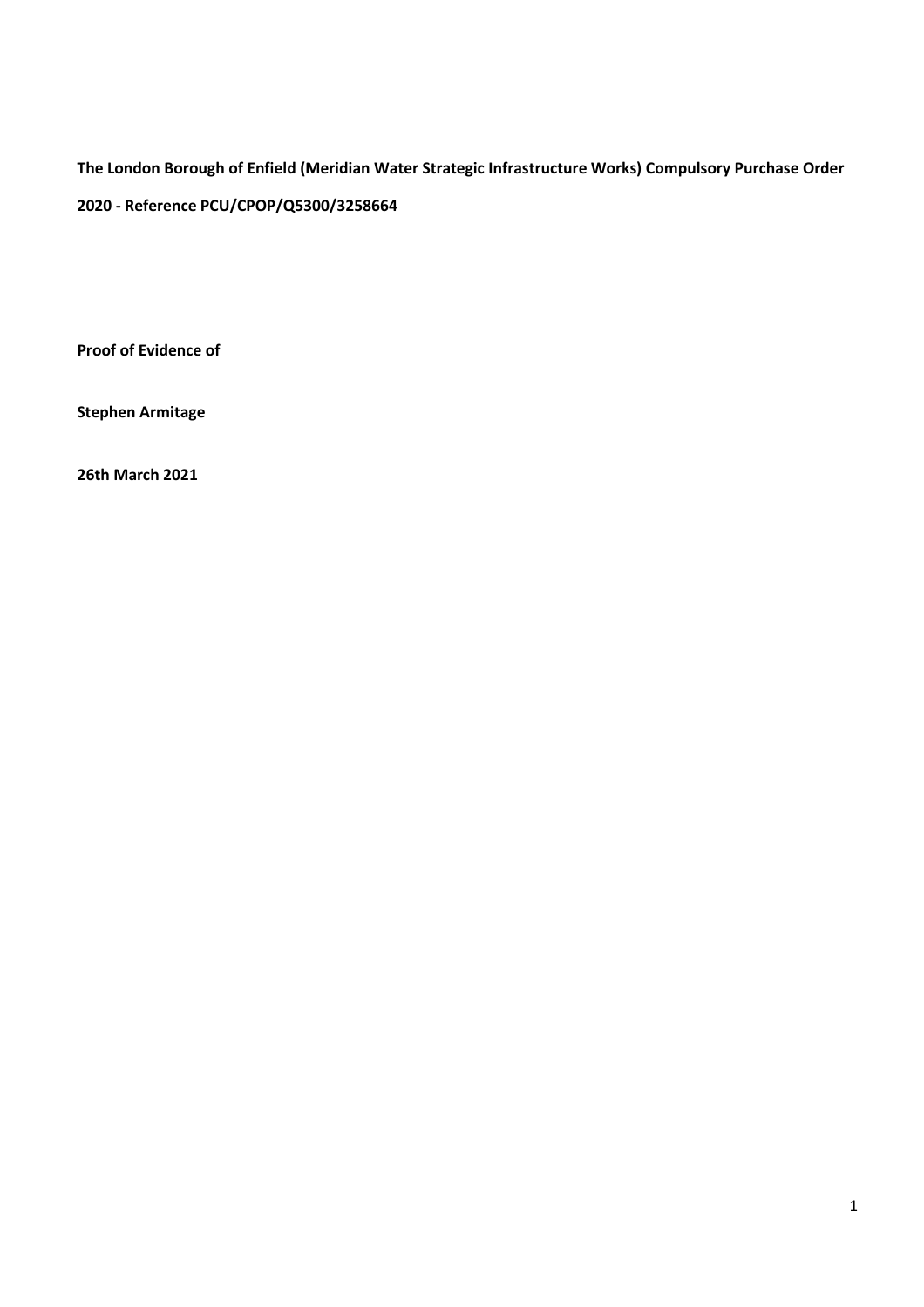**The London Borough of Enfield (Meridian Water Strategic Infrastructure Works) Compulsory Purchase Order 2020 - Reference PCU/CPOP/Q5300/3258664**

**Proof of Evidence of**

**Stephen Armitage**

**26th March 2021**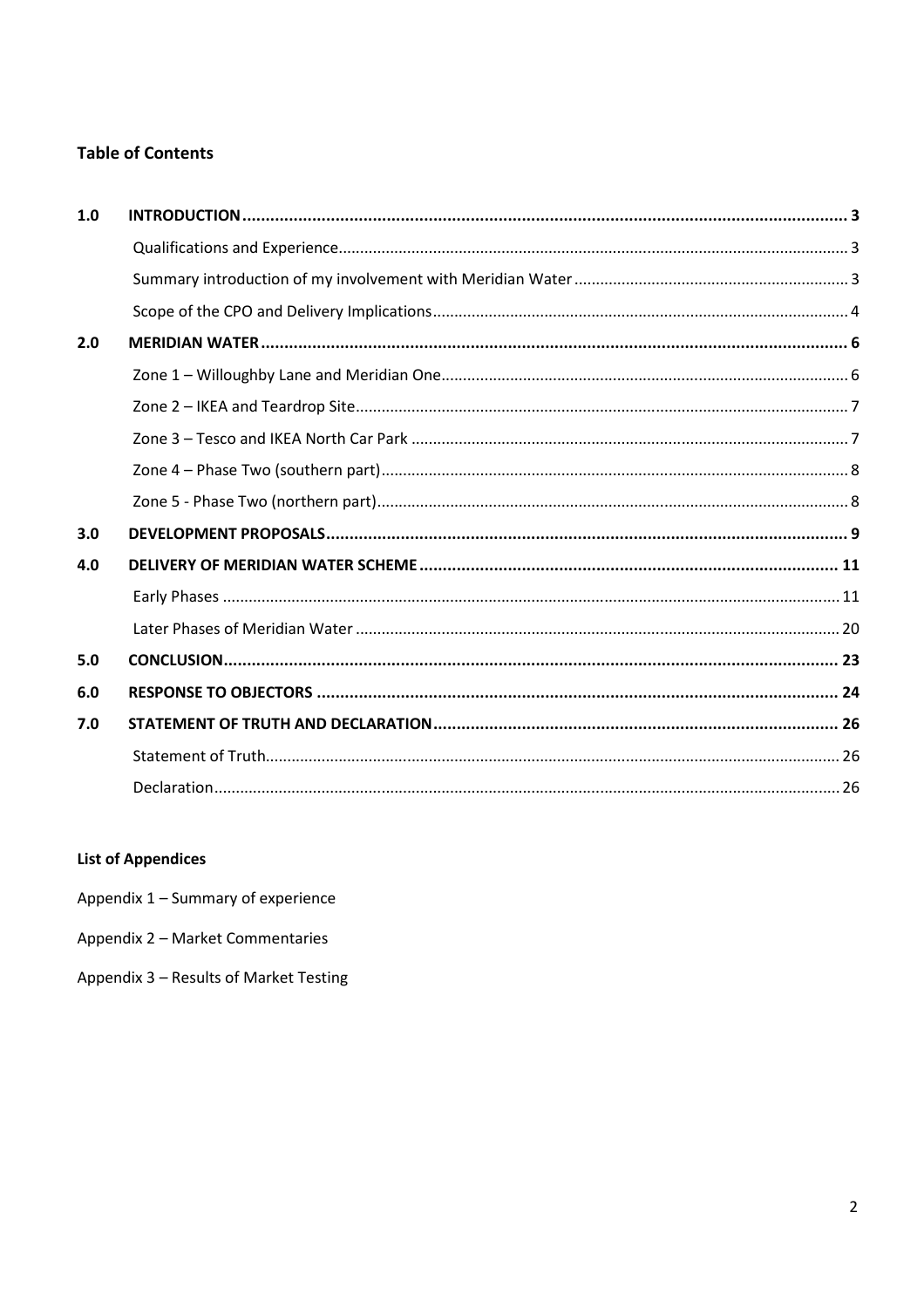**Table of Contents**

| | | |
|---|---|---|
| **1.0** | **INTRODUCTION** | **3** |
| | Qualifications and Experience | 3 |
| | Summary introduction of my involvement with Meridian Water | 3 |
| | Scope of the CPO and Delivery Implications | 4 |
| **2.0** | **MERIDIAN WATER** | **6** |
| | Zone 1 – Willoughby Lane and Meridian One | 6 |
| | Zone 2 – IKEA and Teardrop Site | 7 |
| | Zone 3 – Tesco and IKEA North Car Park | 7 |
| | Zone 4 – Phase Two (southern part) | 8 |
| | Zone 5 - Phase Two (northern part) | 8 |
| **3.0** | **DEVELOPMENT PROPOSALS** | **9** |
| **4.0** | **DELIVERY OF MERIDIAN WATER SCHEME** | **11** |
| | Early Phases | 11 |
| | Later Phases of Meridian Water | 20 |
| **5.0** | **CONCLUSION** | **23** |
| **6.0** | **RESPONSE TO OBJECTORS** | **24** |
| **7.0** | **STATEMENT OF TRUTH AND DECLARATION** | **26** |
| | Statement of Truth | 26 |
| | Declaration | 26 |

**List of Appendices**

Appendix 1 – Summary of experience

Appendix 2 – Market Commentaries

Appendix 3 – Results of Market Testing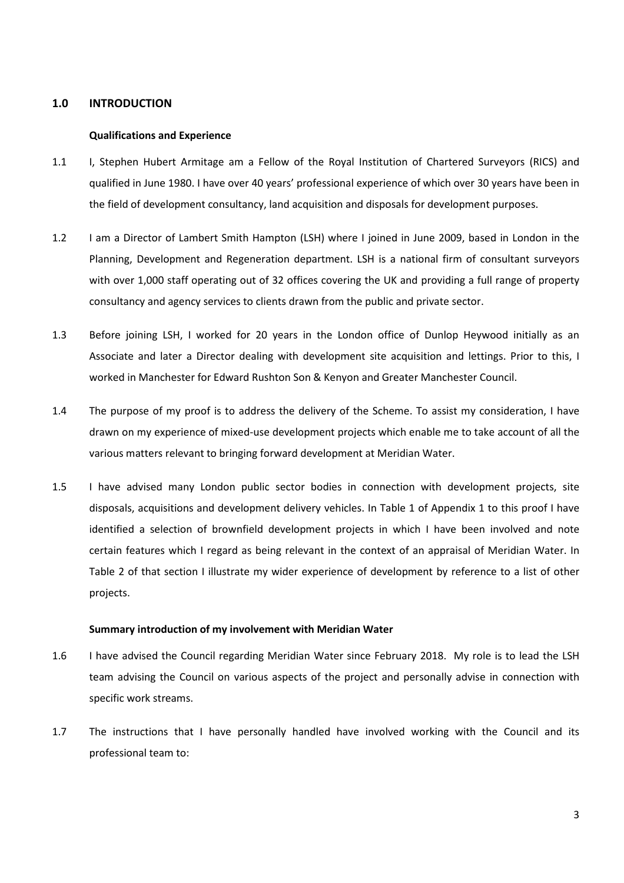## 1.0 INTRODUCTION

**Qualifications and Experience**

1.1 I, Stephen Hubert Armitage am a Fellow of the Royal Institution of Chartered Surveyors (RICS) and qualified in June 1980. I have over 40 years' professional experience of which over 30 years have been in the field of development consultancy, land acquisition and disposals for development purposes.

1.2 I am a Director of Lambert Smith Hampton (LSH) where I joined in June 2009, based in London in the Planning, Development and Regeneration department. LSH is a national firm of consultant surveyors with over 1,000 staff operating out of 32 offices covering the UK and providing a full range of property consultancy and agency services to clients drawn from the public and private sector.

1.3 Before joining LSH, I worked for 20 years in the London office of Dunlop Heywood initially as an Associate and later a Director dealing with development site acquisition and lettings. Prior to this, I worked in Manchester for Edward Rushton Son & Kenyon and Greater Manchester Council.

1.4 The purpose of my proof is to address the delivery of the Scheme. To assist my consideration, I have drawn on my experience of mixed-use development projects which enable me to take account of all the various matters relevant to bringing forward development at Meridian Water.

1.5 I have advised many London public sector bodies in connection with development projects, site disposals, acquisitions and development delivery vehicles. In Table 1 of Appendix 1 to this proof I have identified a selection of brownfield development projects in which I have been involved and note certain features which I regard as being relevant in the context of an appraisal of Meridian Water. In Table 2 of that section I illustrate my wider experience of development by reference to a list of other projects.

**Summary introduction of my involvement with Meridian Water**

1.6 I have advised the Council regarding Meridian Water since February 2018. My role is to lead the LSH team advising the Council on various aspects of the project and personally advise in connection with specific work streams.

1.7 The instructions that I have personally handled have involved working with the Council and its professional team to: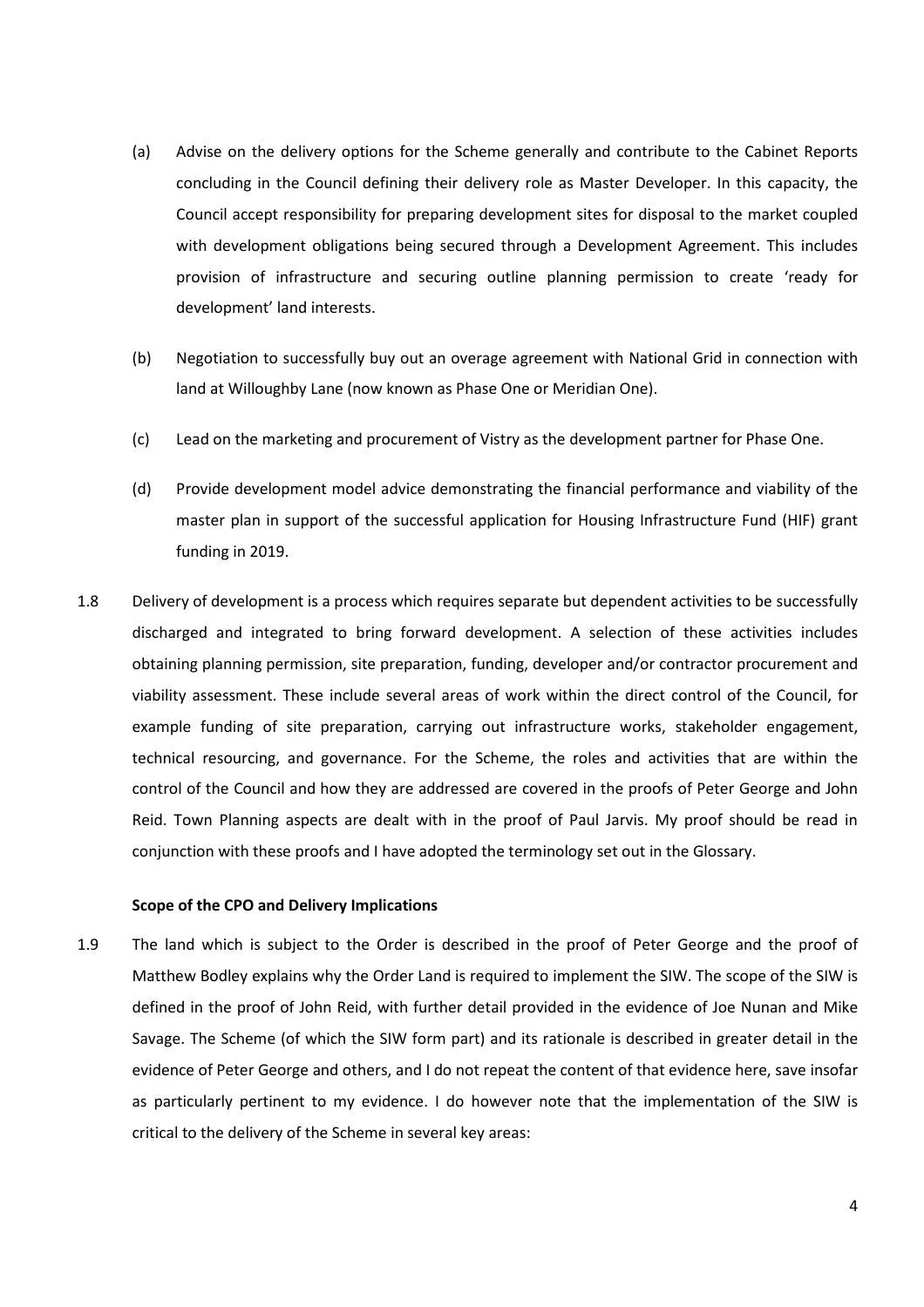(a) Advise on the delivery options for the Scheme generally and contribute to the Cabinet Reports concluding in the Council defining their delivery role as Master Developer. In this capacity, the Council accept responsibility for preparing development sites for disposal to the market coupled with development obligations being secured through a Development Agreement. This includes provision of infrastructure and securing outline planning permission to create 'ready for development' land interests.

(b) Negotiation to successfully buy out an overage agreement with National Grid in connection with land at Willoughby Lane (now known as Phase One or Meridian One).

(c) Lead on the marketing and procurement of Vistry as the development partner for Phase One.

(d) Provide development model advice demonstrating the financial performance and viability of the master plan in support of the successful application for Housing Infrastructure Fund (HIF) grant funding in 2019.

1.8 Delivery of development is a process which requires separate but dependent activities to be successfully discharged and integrated to bring forward development. A selection of these activities includes obtaining planning permission, site preparation, funding, developer and/or contractor procurement and viability assessment. These include several areas of work within the direct control of the Council, for example funding of site preparation, carrying out infrastructure works, stakeholder engagement, technical resourcing, and governance. For the Scheme, the roles and activities that are within the control of the Council and how they are addressed are covered in the proofs of Peter George and John Reid. Town Planning aspects are dealt with in the proof of Paul Jarvis. My proof should be read in conjunction with these proofs and I have adopted the terminology set out in the Glossary.

**Scope of the CPO and Delivery Implications**

1.9 The land which is subject to the Order is described in the proof of Peter George and the proof of Matthew Bodley explains why the Order Land is required to implement the SIW. The scope of the SIW is defined in the proof of John Reid, with further detail provided in the evidence of Joe Nunan and Mike Savage. The Scheme (of which the SIW form part) and its rationale is described in greater detail in the evidence of Peter George and others, and I do not repeat the content of that evidence here, save insofar as particularly pertinent to my evidence. I do however note that the implementation of the SIW is critical to the delivery of the Scheme in several key areas: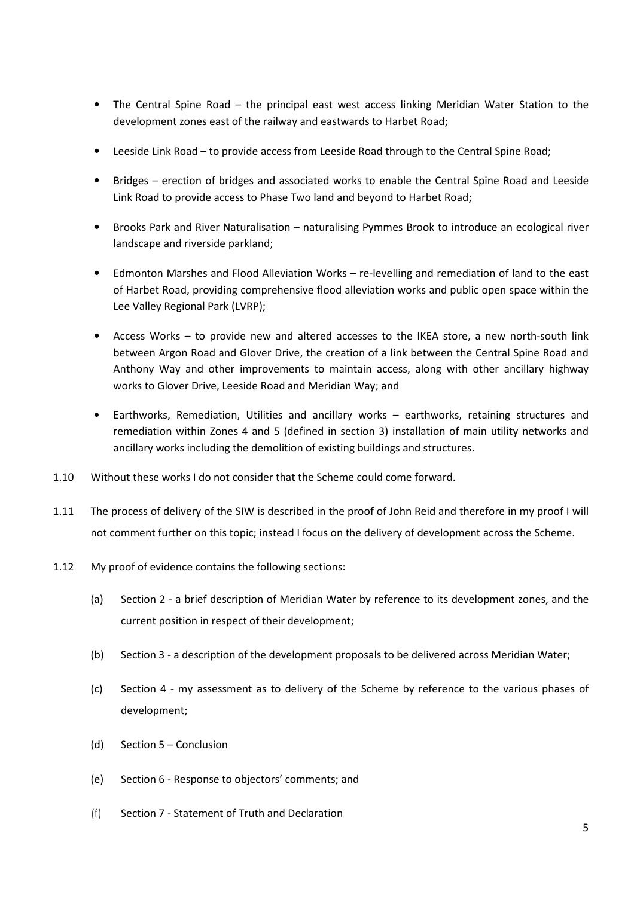- The Central Spine Road – the principal east west access linking Meridian Water Station to the development zones east of the railway and eastwards to Harbet Road;
- Leeside Link Road – to provide access from Leeside Road through to the Central Spine Road;
- Bridges – erection of bridges and associated works to enable the Central Spine Road and Leeside Link Road to provide access to Phase Two land and beyond to Harbet Road;
- Brooks Park and River Naturalisation – naturalising Pymmes Brook to introduce an ecological river landscape and riverside parkland;
- Edmonton Marshes and Flood Alleviation Works – re-levelling and remediation of land to the east of Harbet Road, providing comprehensive flood alleviation works and public open space within the Lee Valley Regional Park (LVRP);
- Access Works – to provide new and altered accesses to the IKEA store, a new north-south link between Argon Road and Glover Drive, the creation of a link between the Central Spine Road and Anthony Way and other improvements to maintain access, along with other ancillary highway works to Glover Drive, Leeside Road and Meridian Way; and
- Earthworks, Remediation, Utilities and ancillary works – earthworks, retaining structures and remediation within Zones 4 and 5 (defined in section 3) installation of main utility networks and ancillary works including the demolition of existing buildings and structures.

1.10 Without these works I do not consider that the Scheme could come forward.

1.11 The process of delivery of the SIW is described in the proof of John Reid and therefore in my proof I will not comment further on this topic; instead I focus on the delivery of development across the Scheme.

1.12 My proof of evidence contains the following sections:

(a) Section 2 - a brief description of Meridian Water by reference to its development zones, and the current position in respect of their development;

(b) Section 3 - a description of the development proposals to be delivered across Meridian Water;

(c) Section 4 - my assessment as to delivery of the Scheme by reference to the various phases of development;

(d) Section 5 – Conclusion

(e) Section 6 - Response to objectors' comments; and

(f) Section 7 - Statement of Truth and Declaration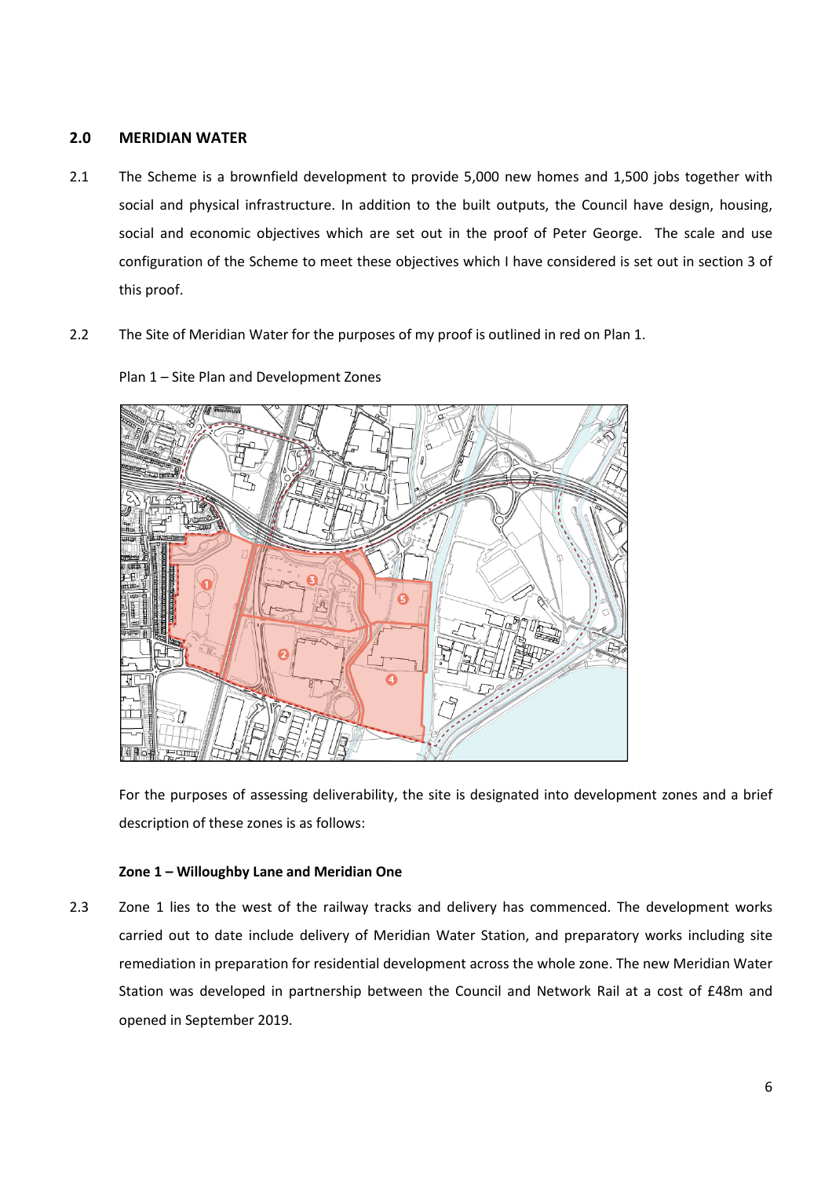## 2.0 MERIDIAN WATER

2.1 The Scheme is a brownfield development to provide 5,000 new homes and 1,500 jobs together with social and physical infrastructure. In addition to the built outputs, the Council have design, housing, social and economic objectives which are set out in the proof of Peter George. The scale and use configuration of the Scheme to meet these objectives which I have considered is set out in section 3 of this proof.

2.2 The Site of Meridian Water for the purposes of my proof is outlined in red on Plan 1.

Plan 1 – Site Plan and Development Zones

For the purposes of assessing deliverability, the site is designated into development zones and a brief description of these zones is as follows:

**Zone 1 – Willoughby Lane and Meridian One**

2.3 Zone 1 lies to the west of the railway tracks and delivery has commenced. The development works carried out to date include delivery of Meridian Water Station, and preparatory works including site remediation in preparation for residential development across the whole zone. The new Meridian Water Station was developed in partnership between the Council and Network Rail at a cost of £48m and opened in September 2019.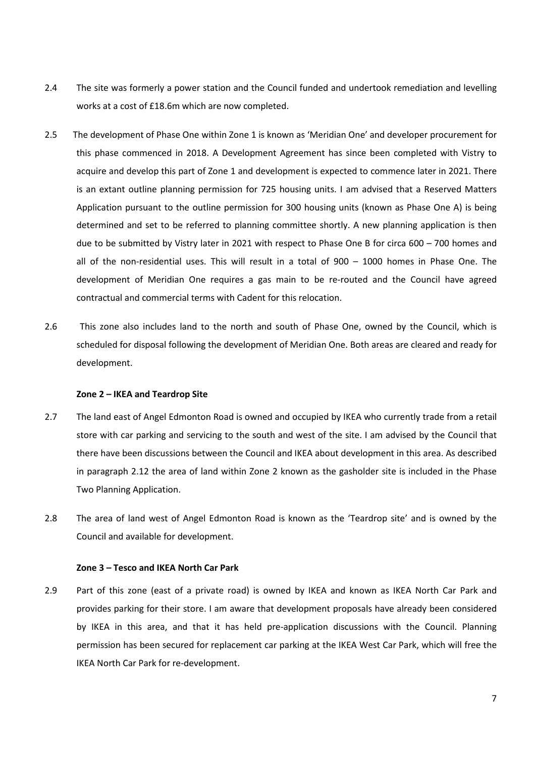2.4 The site was formerly a power station and the Council funded and undertook remediation and levelling works at a cost of £18.6m which are now completed.

2.5 The development of Phase One within Zone 1 is known as 'Meridian One' and developer procurement for this phase commenced in 2018. A Development Agreement has since been completed with Vistry to acquire and develop this part of Zone 1 and development is expected to commence later in 2021. There is an extant outline planning permission for 725 housing units. I am advised that a Reserved Matters Application pursuant to the outline permission for 300 housing units (known as Phase One A) is being determined and set to be referred to planning committee shortly. A new planning application is then due to be submitted by Vistry later in 2021 with respect to Phase One B for circa 600 – 700 homes and all of the non-residential uses. This will result in a total of 900 – 1000 homes in Phase One. The development of Meridian One requires a gas main to be re-routed and the Council have agreed contractual and commercial terms with Cadent for this relocation.

2.6 This zone also includes land to the north and south of Phase One, owned by the Council, which is scheduled for disposal following the development of Meridian One. Both areas are cleared and ready for development.

**Zone 2 – IKEA and Teardrop Site**

2.7 The land east of Angel Edmonton Road is owned and occupied by IKEA who currently trade from a retail store with car parking and servicing to the south and west of the site. I am advised by the Council that there have been discussions between the Council and IKEA about development in this area. As described in paragraph 2.12 the area of land within Zone 2 known as the gasholder site is included in the Phase Two Planning Application.

2.8 The area of land west of Angel Edmonton Road is known as the 'Teardrop site' and is owned by the Council and available for development.

**Zone 3 – Tesco and IKEA North Car Park**

2.9 Part of this zone (east of a private road) is owned by IKEA and known as IKEA North Car Park and provides parking for their store. I am aware that development proposals have already been considered by IKEA in this area, and that it has held pre-application discussions with the Council. Planning permission has been secured for replacement car parking at the IKEA West Car Park, which will free the IKEA North Car Park for re-development.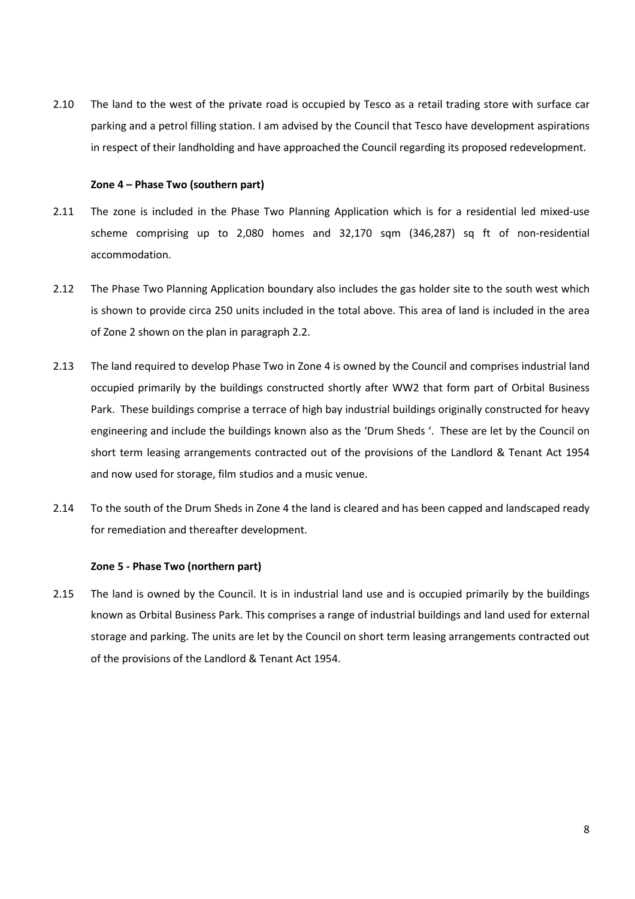2.10 The land to the west of the private road is occupied by Tesco as a retail trading store with surface car parking and a petrol filling station. I am advised by the Council that Tesco have development aspirations in respect of their landholding and have approached the Council regarding its proposed redevelopment.

**Zone 4 – Phase Two (southern part)**

2.11 The zone is included in the Phase Two Planning Application which is for a residential led mixed-use scheme comprising up to 2,080 homes and 32,170 sqm (346,287) sq ft of non-residential accommodation.

2.12 The Phase Two Planning Application boundary also includes the gas holder site to the south west which is shown to provide circa 250 units included in the total above. This area of land is included in the area of Zone 2 shown on the plan in paragraph 2.2.

2.13 The land required to develop Phase Two in Zone 4 is owned by the Council and comprises industrial land occupied primarily by the buildings constructed shortly after WW2 that form part of Orbital Business Park. These buildings comprise a terrace of high bay industrial buildings originally constructed for heavy engineering and include the buildings known also as the 'Drum Sheds '. These are let by the Council on short term leasing arrangements contracted out of the provisions of the Landlord & Tenant Act 1954 and now used for storage, film studios and a music venue.

2.14 To the south of the Drum Sheds in Zone 4 the land is cleared and has been capped and landscaped ready for remediation and thereafter development.

**Zone 5 - Phase Two (northern part)**

2.15 The land is owned by the Council. It is in industrial land use and is occupied primarily by the buildings known as Orbital Business Park. This comprises a range of industrial buildings and land used for external storage and parking. The units are let by the Council on short term leasing arrangements contracted out of the provisions of the Landlord & Tenant Act 1954.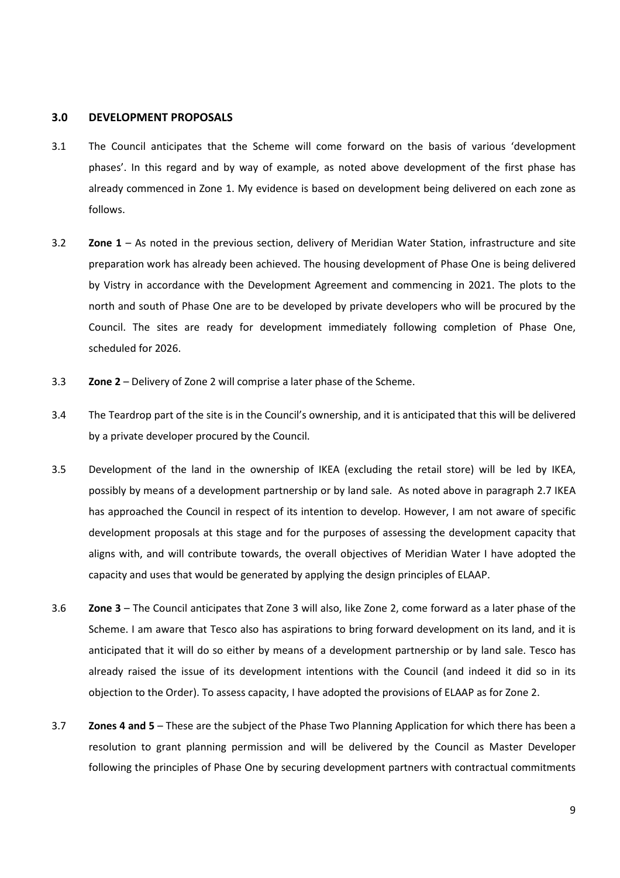## 3.0 DEVELOPMENT PROPOSALS

3.1 The Council anticipates that the Scheme will come forward on the basis of various 'development phases'. In this regard and by way of example, as noted above development of the first phase has already commenced in Zone 1. My evidence is based on development being delivered on each zone as follows.

3.2 **Zone 1** – As noted in the previous section, delivery of Meridian Water Station, infrastructure and site preparation work has already been achieved. The housing development of Phase One is being delivered by Vistry in accordance with the Development Agreement and commencing in 2021. The plots to the north and south of Phase One are to be developed by private developers who will be procured by the Council. The sites are ready for development immediately following completion of Phase One, scheduled for 2026.

3.3 **Zone 2** – Delivery of Zone 2 will comprise a later phase of the Scheme.

3.4 The Teardrop part of the site is in the Council's ownership, and it is anticipated that this will be delivered by a private developer procured by the Council.

3.5 Development of the land in the ownership of IKEA (excluding the retail store) will be led by IKEA, possibly by means of a development partnership or by land sale. As noted above in paragraph 2.7 IKEA has approached the Council in respect of its intention to develop. However, I am not aware of specific development proposals at this stage and for the purposes of assessing the development capacity that aligns with, and will contribute towards, the overall objectives of Meridian Water I have adopted the capacity and uses that would be generated by applying the design principles of ELAAP.

3.6 **Zone 3** – The Council anticipates that Zone 3 will also, like Zone 2, come forward as a later phase of the Scheme. I am aware that Tesco also has aspirations to bring forward development on its land, and it is anticipated that it will do so either by means of a development partnership or by land sale. Tesco has already raised the issue of its development intentions with the Council (and indeed it did so in its objection to the Order). To assess capacity, I have adopted the provisions of ELAAP as for Zone 2.

3.7 **Zones 4 and 5** – These are the subject of the Phase Two Planning Application for which there has been a resolution to grant planning permission and will be delivered by the Council as Master Developer following the principles of Phase One by securing development partners with contractual commitments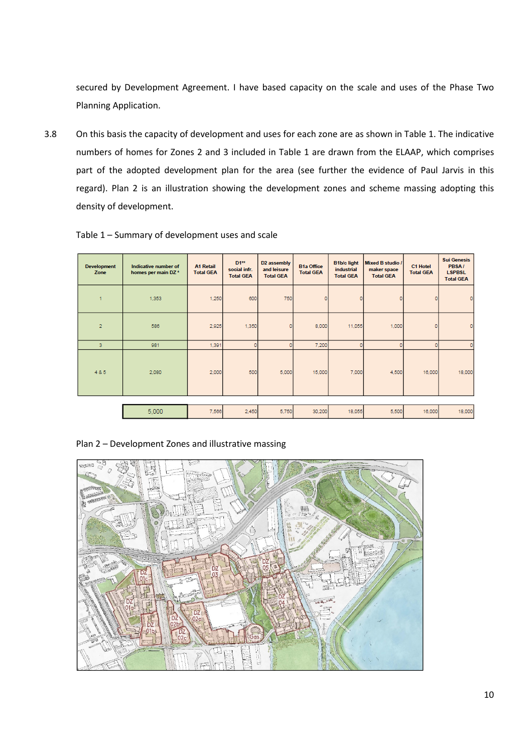secured by Development Agreement. I have based capacity on the scale and uses of the Phase Two Planning Application.

3.8 On this basis the capacity of development and uses for each zone are as shown in Table 1. The indicative numbers of homes for Zones 2 and 3 included in Table 1 are drawn from the ELAAP, which comprises part of the adopted development plan for the area (see further the evidence of Paul Jarvis in this regard). Plan 2 is an illustration showing the development zones and scheme massing adopting this density of development.

Table 1 – Summary of development uses and scale

| Development Zone | Indicative number of homes per main DZ * | A1 Retail Total GEA | D1** social infr. Total GEA | D2 assembly and leisure Total GEA | B1a Office Total GEA | B1b/c light industrial Total GEA | Mixed B studio / maker space Total GEA | C1 Hotel Total GEA | Sui Genesis PBSA / LSPBSL Total GEA |
|---|---|---|---|---|---|---|---|---|---|
| 1 | 1,353 | 1,250 | 600 | 750 | 0 | 0 | 0 | 0 | 0 |
| 2 | 586 | 2,925 | 1,350 | 0 | 8,000 | 11,055 | 1,000 | 0 | 0 |
| 3 | 981 | 1,391 | 0 | 0 | 7,200 | 0 | 0 | 0 | 0 |
| 4 & 5 | 2,080 | 2,000 | 500 | 5,000 | 15,000 | 7,000 | 4,500 | 16,000 | 18,000 |
| | 5,000 | 7,566 | 2,450 | 5,750 | 30,200 | 18,055 | 5,500 | 16,000 | 18,000 |

Plan 2 – Development Zones and illustrative massing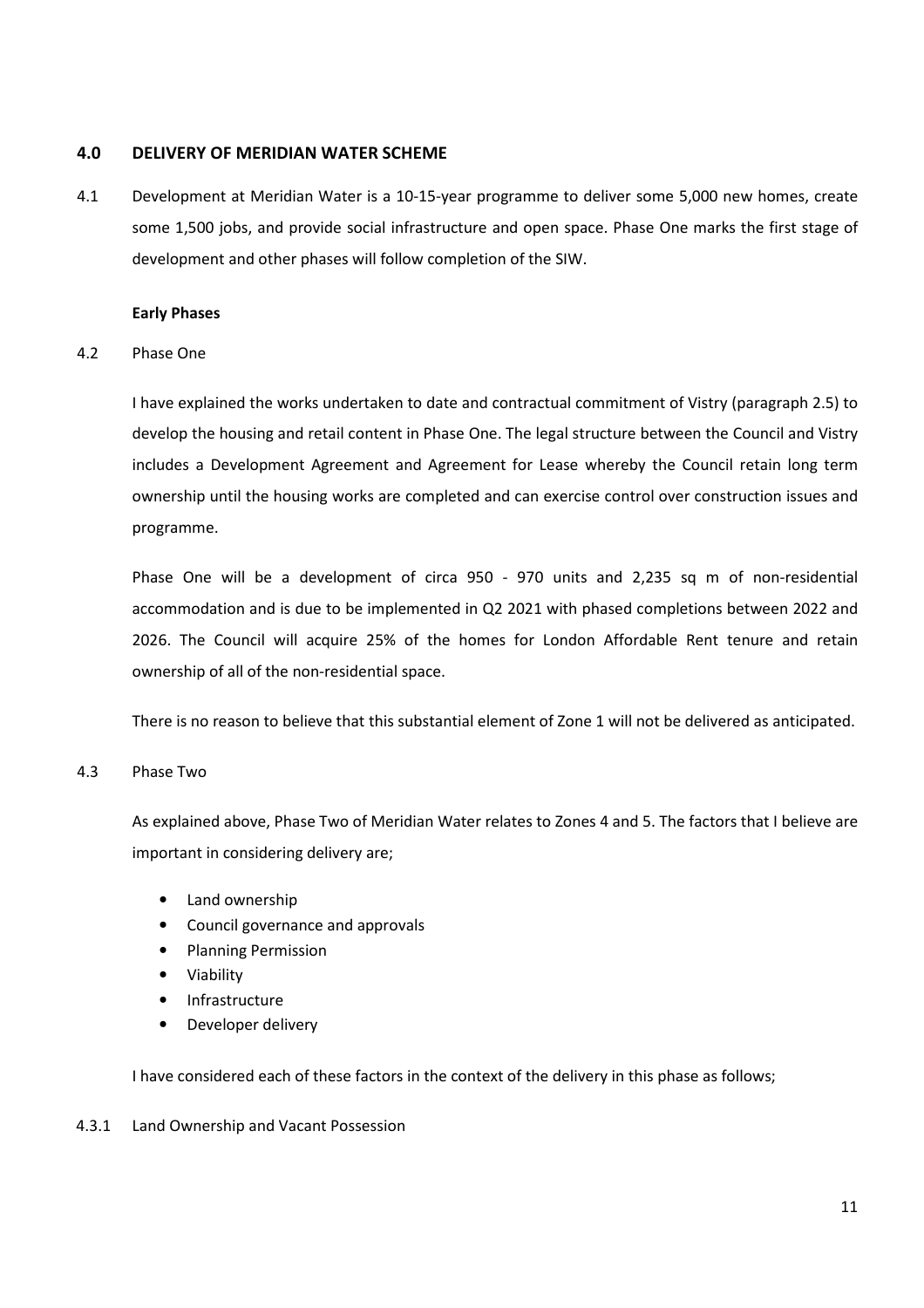## 4.0 DELIVERY OF MERIDIAN WATER SCHEME

4.1 Development at Meridian Water is a 10-15-year programme to deliver some 5,000 new homes, create some 1,500 jobs, and provide social infrastructure and open space. Phase One marks the first stage of development and other phases will follow completion of the SIW.

**Early Phases**

4.2 Phase One

I have explained the works undertaken to date and contractual commitment of Vistry (paragraph 2.5) to develop the housing and retail content in Phase One. The legal structure between the Council and Vistry includes a Development Agreement and Agreement for Lease whereby the Council retain long term ownership until the housing works are completed and can exercise control over construction issues and programme.

Phase One will be a development of circa 950 - 970 units and 2,235 sq m of non-residential accommodation and is due to be implemented in Q2 2021 with phased completions between 2022 and 2026. The Council will acquire 25% of the homes for London Affordable Rent tenure and retain ownership of all of the non-residential space.

There is no reason to believe that this substantial element of Zone 1 will not be delivered as anticipated.

4.3 Phase Two

As explained above, Phase Two of Meridian Water relates to Zones 4 and 5. The factors that I believe are important in considering delivery are;

- Land ownership
- Council governance and approvals
- Planning Permission
- Viability
- Infrastructure
- Developer delivery

I have considered each of these factors in the context of the delivery in this phase as follows;

4.3.1 Land Ownership and Vacant Possession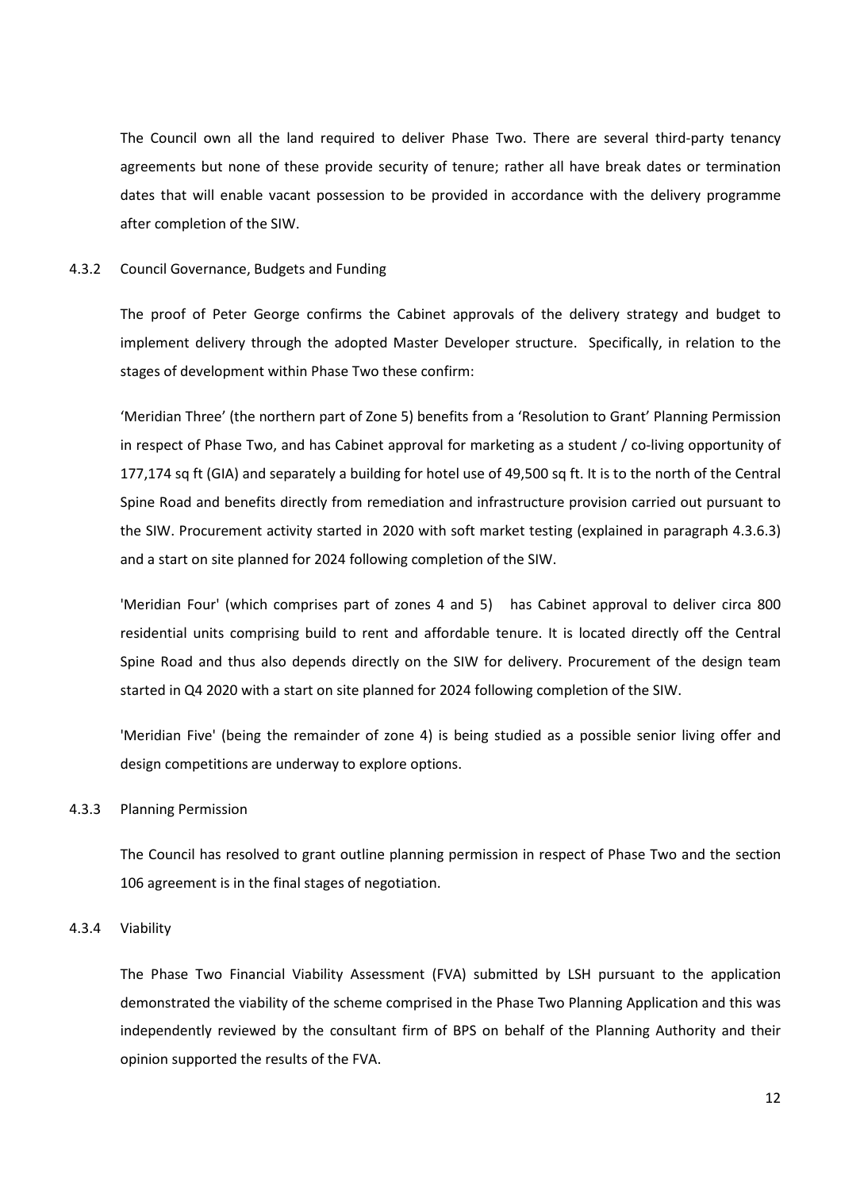The Council own all the land required to deliver Phase Two. There are several third-party tenancy agreements but none of these provide security of tenure; rather all have break dates or termination dates that will enable vacant possession to be provided in accordance with the delivery programme after completion of the SIW.

#### 4.3.2 Council Governance, Budgets and Funding

The proof of Peter George confirms the Cabinet approvals of the delivery strategy and budget to implement delivery through the adopted Master Developer structure. Specifically, in relation to the stages of development within Phase Two these confirm:

'Meridian Three' (the northern part of Zone 5) benefits from a 'Resolution to Grant' Planning Permission in respect of Phase Two, and has Cabinet approval for marketing as a student / co-living opportunity of 177,174 sq ft (GIA) and separately a building for hotel use of 49,500 sq ft. It is to the north of the Central Spine Road and benefits directly from remediation and infrastructure provision carried out pursuant to the SIW. Procurement activity started in 2020 with soft market testing (explained in paragraph 4.3.6.3) and a start on site planned for 2024 following completion of the SIW.

'Meridian Four' (which comprises part of zones 4 and 5) has Cabinet approval to deliver circa 800 residential units comprising build to rent and affordable tenure. It is located directly off the Central Spine Road and thus also depends directly on the SIW for delivery. Procurement of the design team started in Q4 2020 with a start on site planned for 2024 following completion of the SIW.

'Meridian Five' (being the remainder of zone 4) is being studied as a possible senior living offer and design competitions are underway to explore options.

#### 4.3.3 Planning Permission

The Council has resolved to grant outline planning permission in respect of Phase Two and the section 106 agreement is in the final stages of negotiation.

#### 4.3.4 Viability

The Phase Two Financial Viability Assessment (FVA) submitted by LSH pursuant to the application demonstrated the viability of the scheme comprised in the Phase Two Planning Application and this was independently reviewed by the consultant firm of BPS on behalf of the Planning Authority and their opinion supported the results of the FVA.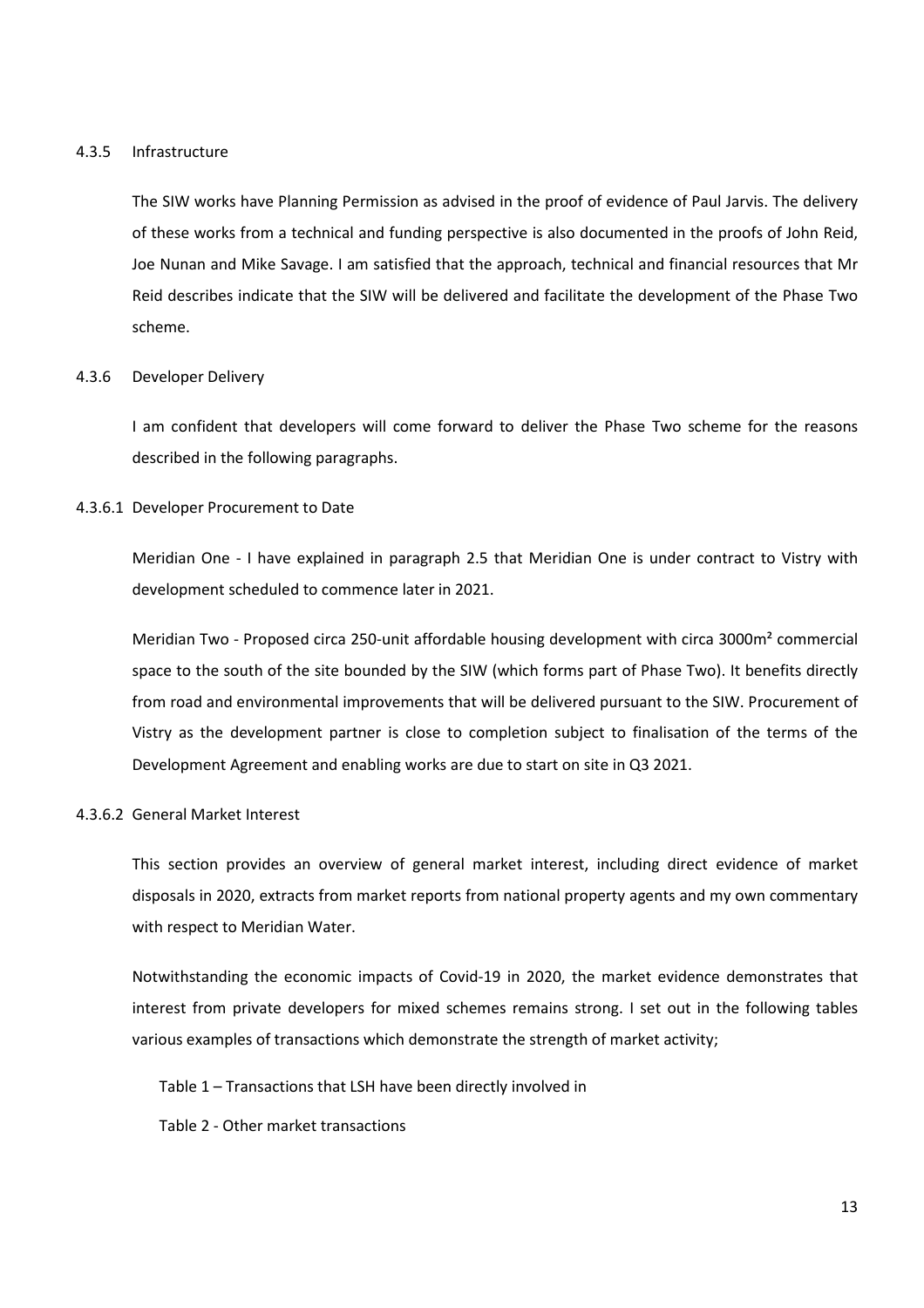#### 4.3.5 Infrastructure

The SIW works have Planning Permission as advised in the proof of evidence of Paul Jarvis. The delivery of these works from a technical and funding perspective is also documented in the proofs of John Reid, Joe Nunan and Mike Savage. I am satisfied that the approach, technical and financial resources that Mr Reid describes indicate that the SIW will be delivered and facilitate the development of the Phase Two scheme.

#### 4.3.6 Developer Delivery

I am confident that developers will come forward to deliver the Phase Two scheme for the reasons described in the following paragraphs.

##### 4.3.6.1 Developer Procurement to Date

Meridian One - I have explained in paragraph 2.5 that Meridian One is under contract to Vistry with development scheduled to commence later in 2021.

Meridian Two - Proposed circa 250-unit affordable housing development with circa 3000m² commercial space to the south of the site bounded by the SIW (which forms part of Phase Two). It benefits directly from road and environmental improvements that will be delivered pursuant to the SIW. Procurement of Vistry as the development partner is close to completion subject to finalisation of the terms of the Development Agreement and enabling works are due to start on site in Q3 2021.

##### 4.3.6.2 General Market Interest

This section provides an overview of general market interest, including direct evidence of market disposals in 2020, extracts from market reports from national property agents and my own commentary with respect to Meridian Water.

Notwithstanding the economic impacts of Covid-19 in 2020, the market evidence demonstrates that interest from private developers for mixed schemes remains strong. I set out in the following tables various examples of transactions which demonstrate the strength of market activity;

Table 1 – Transactions that LSH have been directly involved in

Table 2 - Other market transactions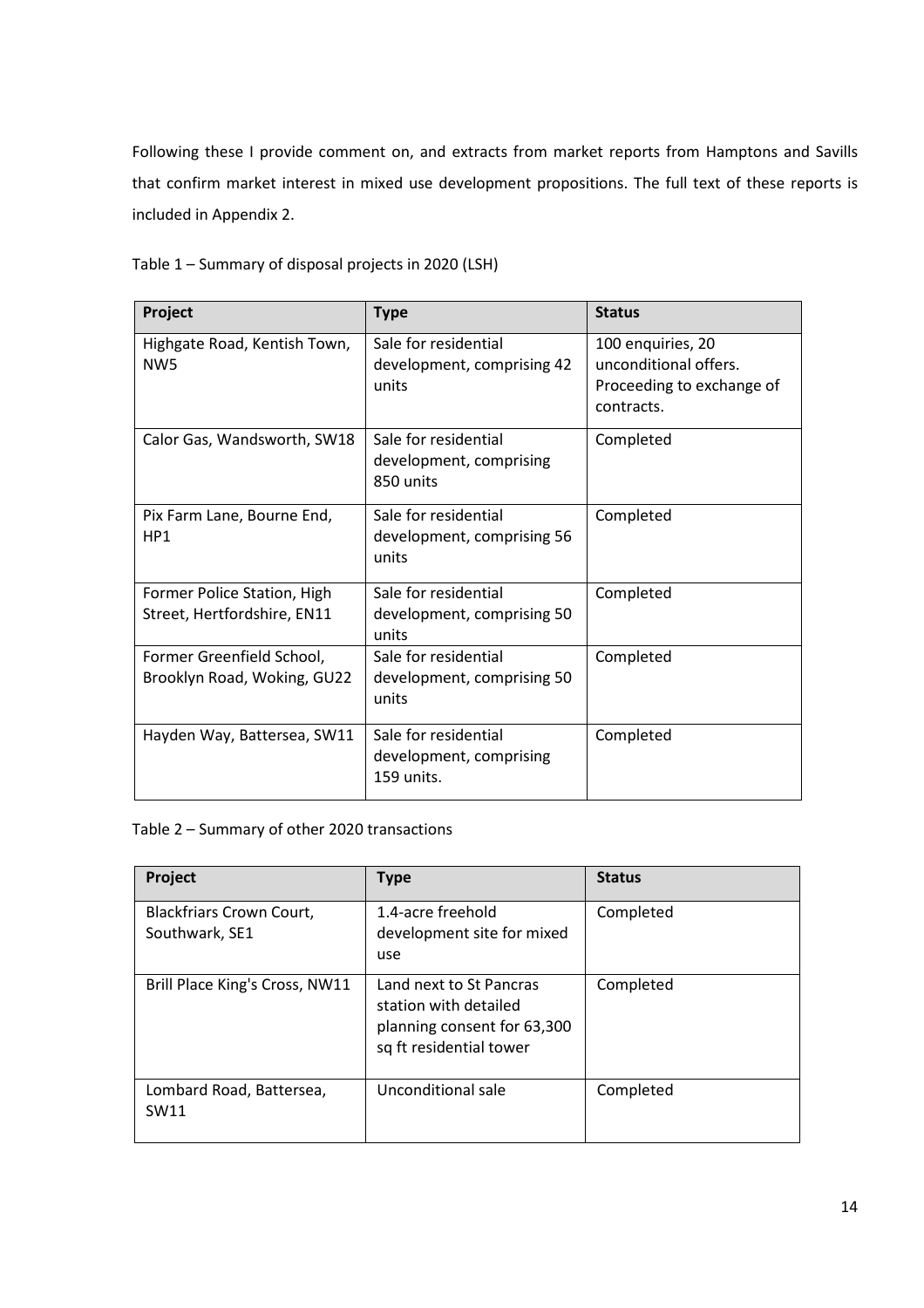Following these I provide comment on, and extracts from market reports from Hamptons and Savills that confirm market interest in mixed use development propositions. The full text of these reports is included in Appendix 2.

Table 1 – Summary of disposal projects in 2020 (LSH)

| Project | Type | Status |
|---|---|---|
| Highgate Road, Kentish Town, NW5 | Sale for residential development, comprising 42 units | 100 enquiries, 20 unconditional offers. Proceeding to exchange of contracts. |
| Calor Gas, Wandsworth, SW18 | Sale for residential development, comprising 850 units | Completed |
| Pix Farm Lane, Bourne End, HP1 | Sale for residential development, comprising 56 units | Completed |
| Former Police Station, High Street, Hertfordshire, EN11 | Sale for residential development, comprising 50 units | Completed |
| Former Greenfield School, Brooklyn Road, Woking, GU22 | Sale for residential development, comprising 50 units | Completed |
| Hayden Way, Battersea, SW11 | Sale for residential development, comprising 159 units. | Completed |

Table 2 – Summary of other 2020 transactions

| Project | Type | Status |
|---|---|---|
| Blackfriars Crown Court, Southwark, SE1 | 1.4-acre freehold development site for mixed use | Completed |
| Brill Place King's Cross, NW11 | Land next to St Pancras station with detailed planning consent for 63,300 sq ft residential tower | Completed |
| Lombard Road, Battersea, SW11 | Unconditional sale | Completed |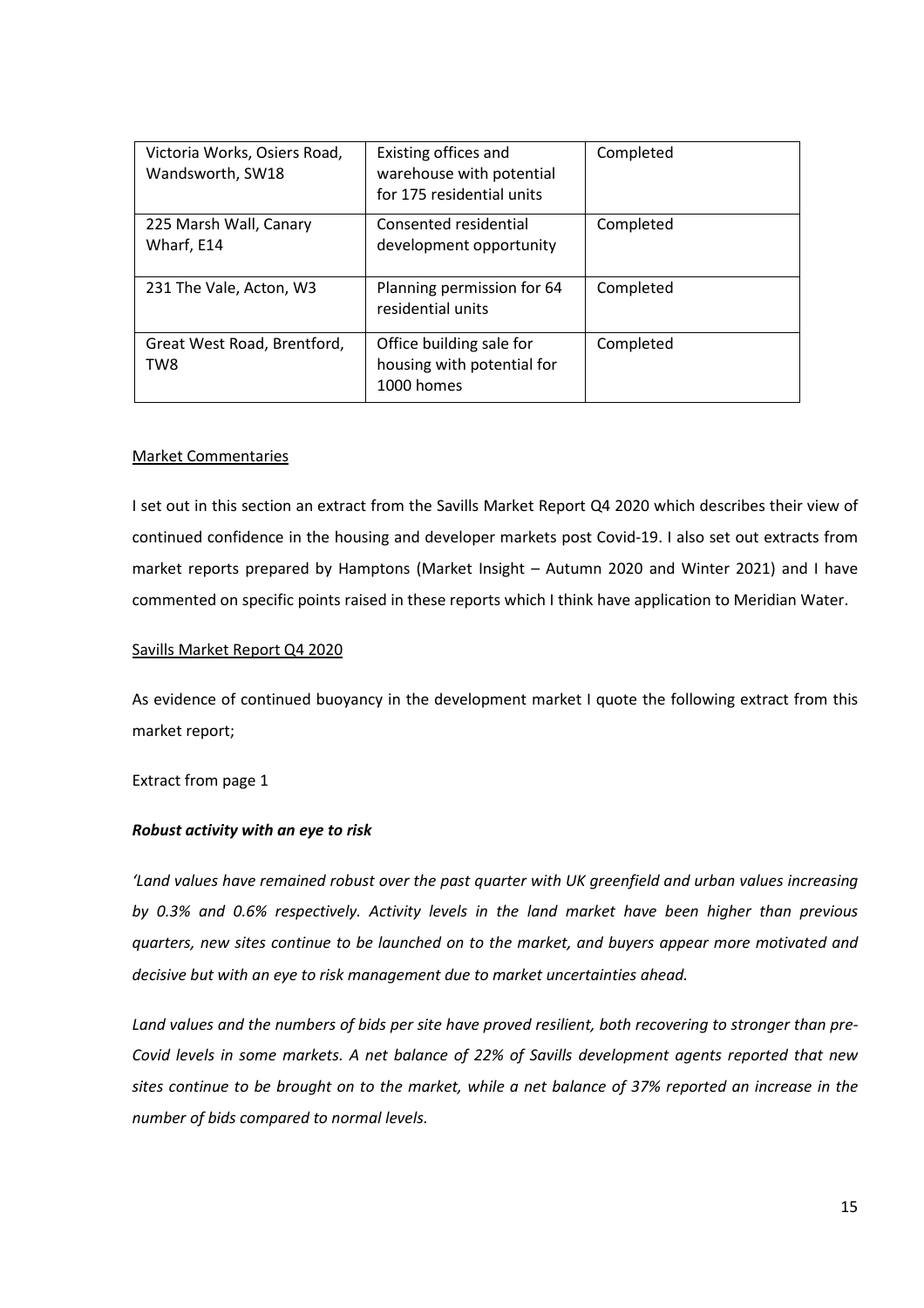| | | |
|---|---|---|
| Victoria Works, Osiers Road, Wandsworth, SW18 | Existing offices and warehouse with potential for 175 residential units | Completed |
| 225 Marsh Wall, Canary Wharf, E14 | Consented residential development opportunity | Completed |
| 231 The Vale, Acton, W3 | Planning permission for 64 residential units | Completed |
| Great West Road, Brentford, TW8 | Office building sale for housing with potential for 1000 homes | Completed |

<u>Market Commentaries</u>

I set out in this section an extract from the Savills Market Report Q4 2020 which describes their view of continued confidence in the housing and developer markets post Covid-19. I also set out extracts from market reports prepared by Hamptons (Market Insight – Autumn 2020 and Winter 2021) and I have commented on specific points raised in these reports which I think have application to Meridian Water.

<u>Savills Market Report Q4 2020</u>

As evidence of continued buoyancy in the development market I quote the following extract from this market report;

Extract from page 1

***Robust activity with an eye to risk***

*'Land values have remained robust over the past quarter with UK greenfield and urban values increasing by 0.3% and 0.6% respectively. Activity levels in the land market have been higher than previous quarters, new sites continue to be launched on to the market, and buyers appear more motivated and decisive but with an eye to risk management due to market uncertainties ahead.*

*Land values and the numbers of bids per site have proved resilient, both recovering to stronger than pre-Covid levels in some markets. A net balance of 22% of Savills development agents reported that new sites continue to be brought on to the market, while a net balance of 37% reported an increase in the number of bids compared to normal levels.*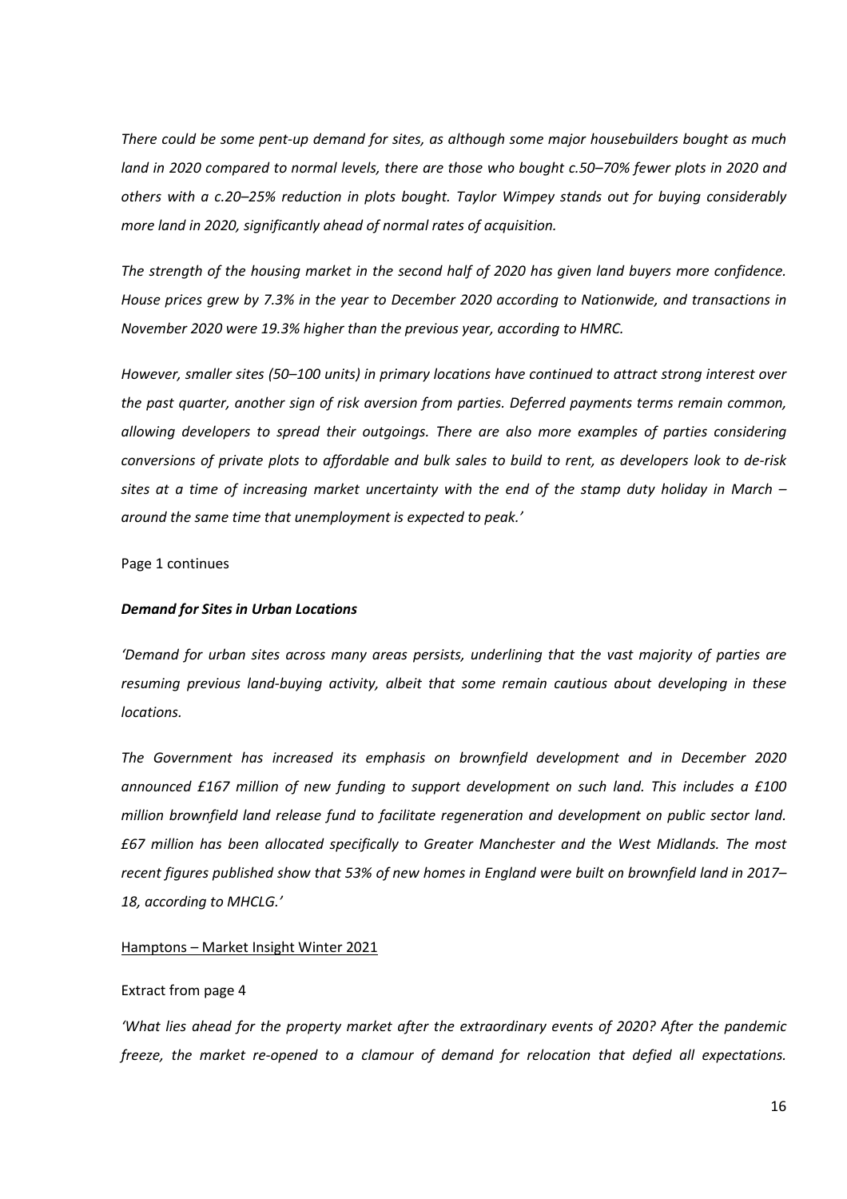*There could be some pent-up demand for sites, as although some major housebuilders bought as much land in 2020 compared to normal levels, there are those who bought c.50–70% fewer plots in 2020 and others with a c.20–25% reduction in plots bought. Taylor Wimpey stands out for buying considerably more land in 2020, significantly ahead of normal rates of acquisition.*

*The strength of the housing market in the second half of 2020 has given land buyers more confidence. House prices grew by 7.3% in the year to December 2020 according to Nationwide, and transactions in November 2020 were 19.3% higher than the previous year, according to HMRC.*

*However, smaller sites (50–100 units) in primary locations have continued to attract strong interest over the past quarter, another sign of risk aversion from parties. Deferred payments terms remain common, allowing developers to spread their outgoings. There are also more examples of parties considering conversions of private plots to affordable and bulk sales to build to rent, as developers look to de-risk sites at a time of increasing market uncertainty with the end of the stamp duty holiday in March – around the same time that unemployment is expected to peak.'*

Page 1 continues

***Demand for Sites in Urban Locations***

*'Demand for urban sites across many areas persists, underlining that the vast majority of parties are resuming previous land-buying activity, albeit that some remain cautious about developing in these locations.*

*The Government has increased its emphasis on brownfield development and in December 2020 announced £167 million of new funding to support development on such land. This includes a £100 million brownfield land release fund to facilitate regeneration and development on public sector land. £67 million has been allocated specifically to Greater Manchester and the West Midlands. The most recent figures published show that 53% of new homes in England were built on brownfield land in 2017–18, according to MHCLG.'*

<u>Hamptons – Market Insight Winter 2021</u>

Extract from page 4

*'What lies ahead for the property market after the extraordinary events of 2020? After the pandemic freeze, the market re-opened to a clamour of demand for relocation that defied all expectations.*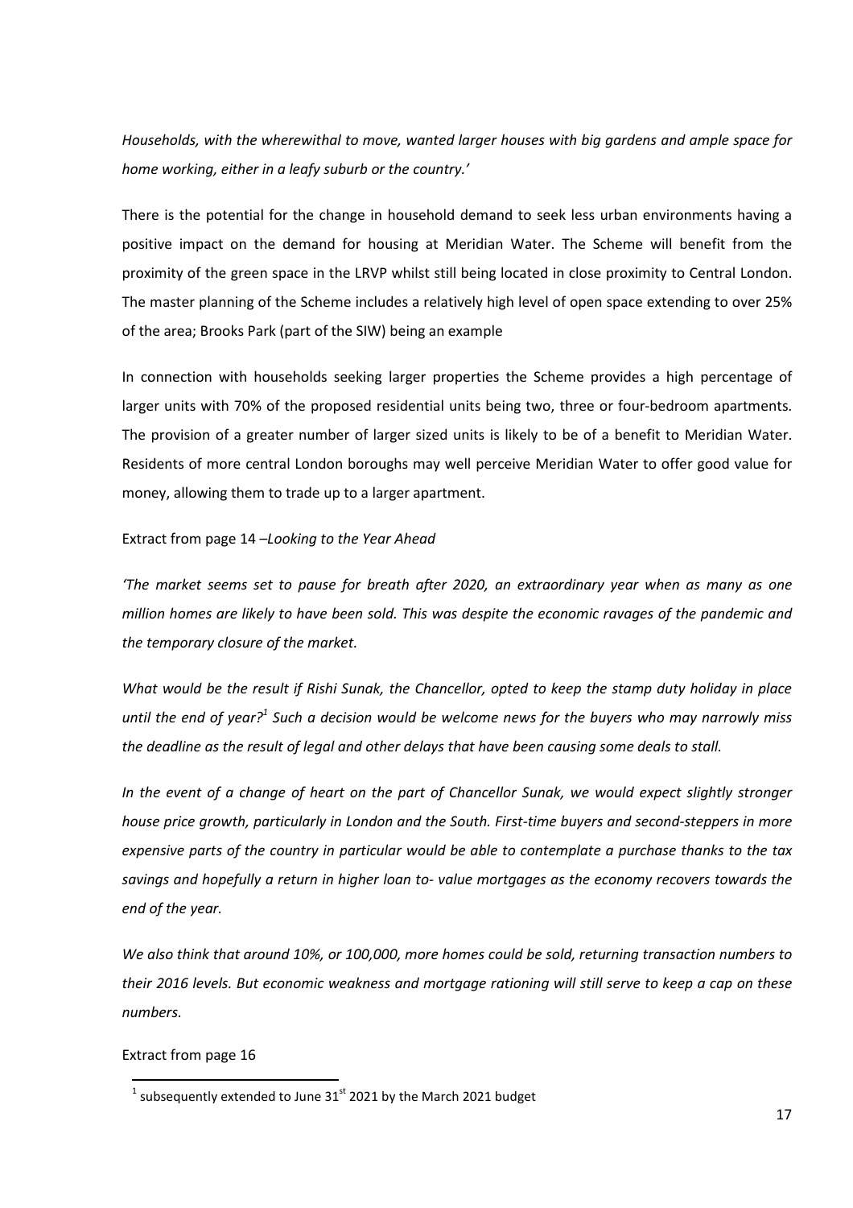*Households, with the wherewithal to move, wanted larger houses with big gardens and ample space for home working, either in a leafy suburb or the country.'*

There is the potential for the change in household demand to seek less urban environments having a positive impact on the demand for housing at Meridian Water. The Scheme will benefit from the proximity of the green space in the LRVP whilst still being located in close proximity to Central London. The master planning of the Scheme includes a relatively high level of open space extending to over 25% of the area; Brooks Park (part of the SIW) being an example

In connection with households seeking larger properties the Scheme provides a high percentage of larger units with 70% of the proposed residential units being two, three or four-bedroom apartments. The provision of a greater number of larger sized units is likely to be of a benefit to Meridian Water. Residents of more central London boroughs may well perceive Meridian Water to offer good value for money, allowing them to trade up to a larger apartment.

Extract from page 14 –*Looking to the Year Ahead*

*'The market seems set to pause for breath after 2020, an extraordinary year when as many as one million homes are likely to have been sold. This was despite the economic ravages of the pandemic and the temporary closure of the market.*

*What would be the result if Rishi Sunak, the Chancellor, opted to keep the stamp duty holiday in place until the end of year?[1] Such a decision would be welcome news for the buyers who may narrowly miss the deadline as the result of legal and other delays that have been causing some deals to stall.*

*In the event of a change of heart on the part of Chancellor Sunak, we would expect slightly stronger house price growth, particularly in London and the South. First-time buyers and second-steppers in more expensive parts of the country in particular would be able to contemplate a purchase thanks to the tax savings and hopefully a return in higher loan to- value mortgages as the economy recovers towards the end of the year.*

*We also think that around 10%, or 100,000, more homes could be sold, returning transaction numbers to their 2016 levels. But economic weakness and mortgage rationing will still serve to keep a cap on these numbers.*

Extract from page 16

[1] subsequently extended to June 31st 2021 by the March 2021 budget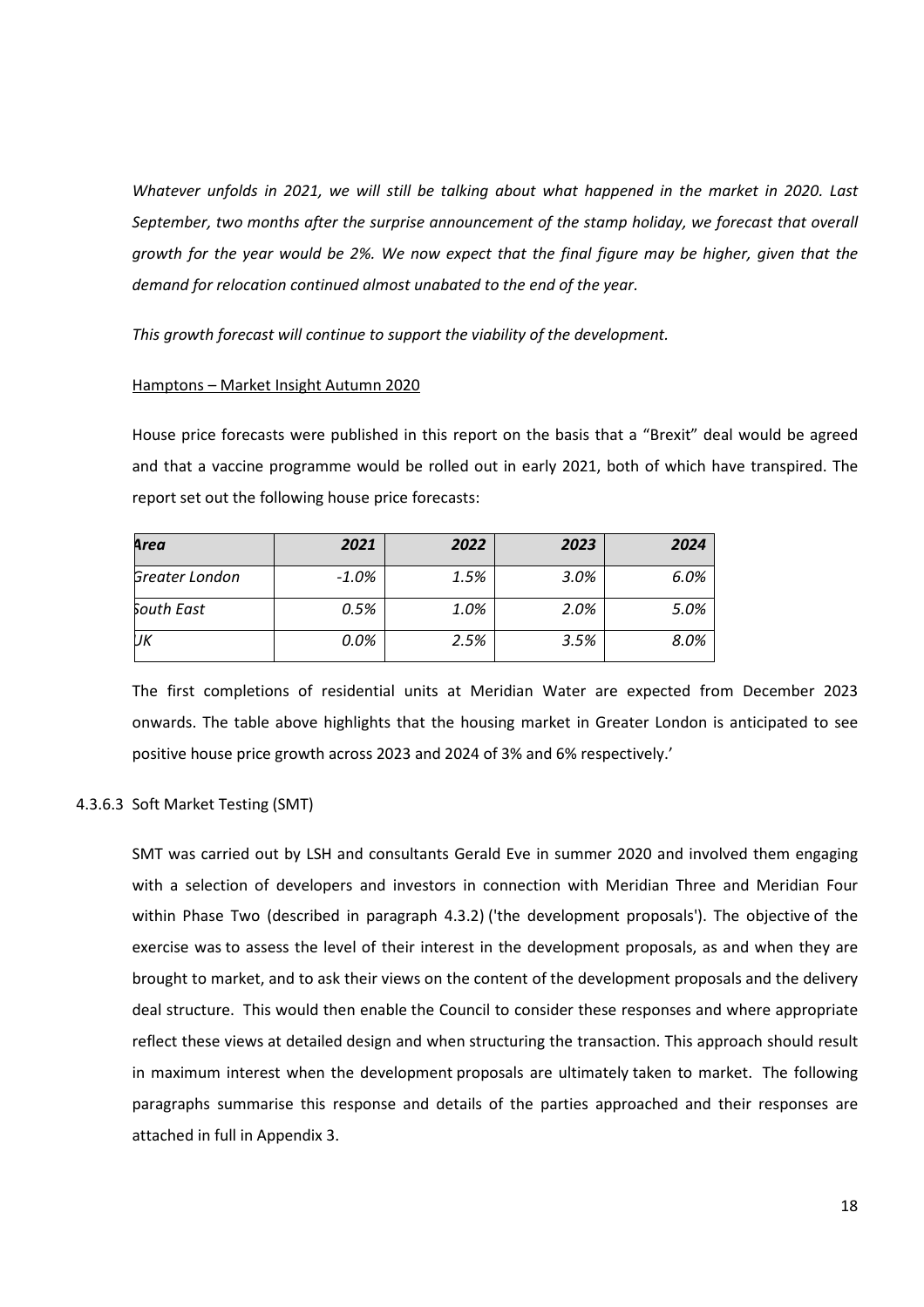*Whatever unfolds in 2021, we will still be talking about what happened in the market in 2020. Last September, two months after the surprise announcement of the stamp holiday, we forecast that overall growth for the year would be 2%. We now expect that the final figure may be higher, given that the demand for relocation continued almost unabated to the end of the year.*

*This growth forecast will continue to support the viability of the development.*

Hamptons – Market Insight Autumn 2020

House price forecasts were published in this report on the basis that a "Brexit" deal would be agreed and that a vaccine programme would be rolled out in early 2021, both of which have transpired. The report set out the following house price forecasts:

| *Area* | *2021* | *2022* | *2023* | *2024* |
|---|---|---|---|---|
| *Greater London* | *-1.0%* | *1.5%* | *3.0%* | *6.0%* |
| *South East* | *0.5%* | *1.0%* | *2.0%* | *5.0%* |
| *UK* | *0.0%* | *2.5%* | *3.5%* | *8.0%* |

The first completions of residential units at Meridian Water are expected from December 2023 onwards. The table above highlights that the housing market in Greater London is anticipated to see positive house price growth across 2023 and 2024 of 3% and 6% respectively.'

4.3.6.3 Soft Market Testing (SMT)

SMT was carried out by LSH and consultants Gerald Eve in summer 2020 and involved them engaging with a selection of developers and investors in connection with Meridian Three and Meridian Four within Phase Two (described in paragraph 4.3.2) ('the development proposals'). The objective of the exercise was to assess the level of their interest in the development proposals, as and when they are brought to market, and to ask their views on the content of the development proposals and the delivery deal structure. This would then enable the Council to consider these responses and where appropriate reflect these views at detailed design and when structuring the transaction. This approach should result in maximum interest when the development proposals are ultimately taken to market. The following paragraphs summarise this response and details of the parties approached and their responses are attached in full in Appendix 3.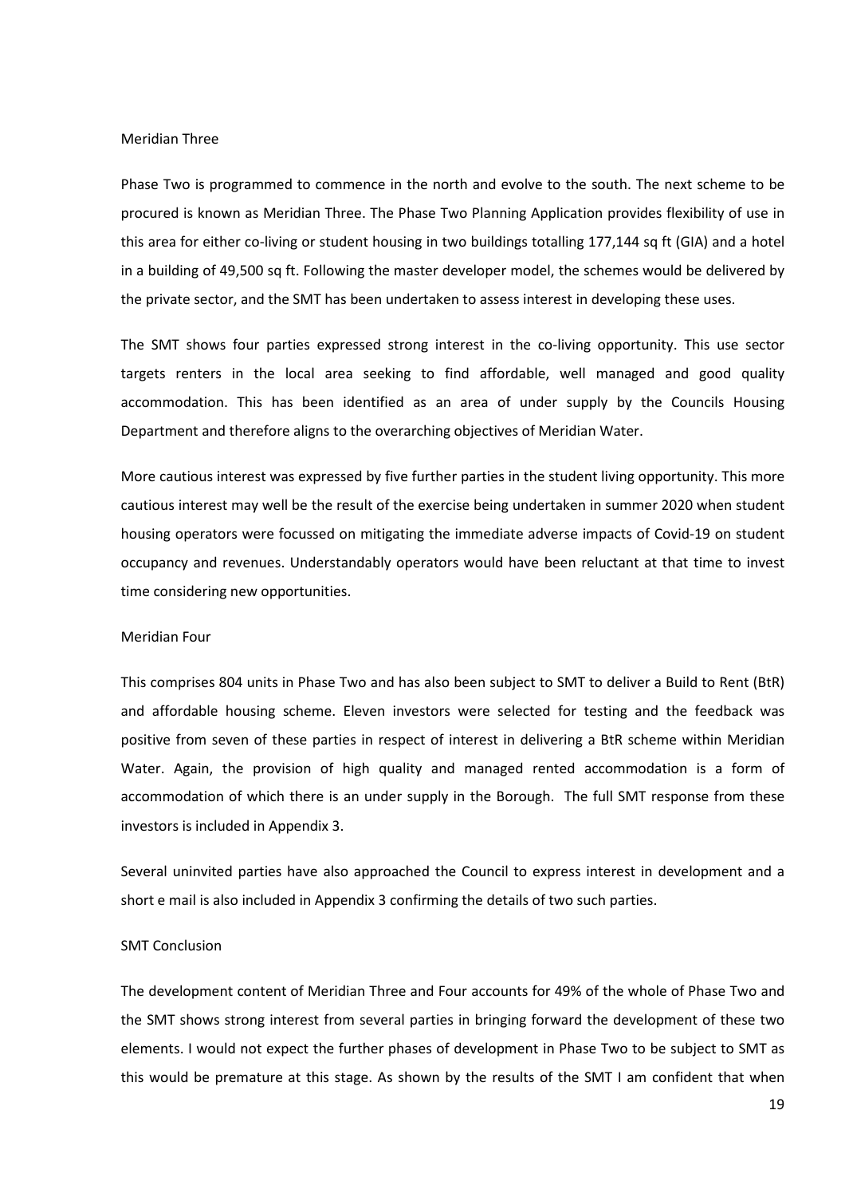### Meridian Three

Phase Two is programmed to commence in the north and evolve to the south. The next scheme to be procured is known as Meridian Three. The Phase Two Planning Application provides flexibility of use in this area for either co-living or student housing in two buildings totalling 177,144 sq ft (GIA) and a hotel in a building of 49,500 sq ft. Following the master developer model, the schemes would be delivered by the private sector, and the SMT has been undertaken to assess interest in developing these uses.

The SMT shows four parties expressed strong interest in the co-living opportunity. This use sector targets renters in the local area seeking to find affordable, well managed and good quality accommodation. This has been identified as an area of under supply by the Councils Housing Department and therefore aligns to the overarching objectives of Meridian Water.

More cautious interest was expressed by five further parties in the student living opportunity. This more cautious interest may well be the result of the exercise being undertaken in summer 2020 when student housing operators were focussed on mitigating the immediate adverse impacts of Covid-19 on student occupancy and revenues. Understandably operators would have been reluctant at that time to invest time considering new opportunities.

### Meridian Four

This comprises 804 units in Phase Two and has also been subject to SMT to deliver a Build to Rent (BtR) and affordable housing scheme. Eleven investors were selected for testing and the feedback was positive from seven of these parties in respect of interest in delivering a BtR scheme within Meridian Water. Again, the provision of high quality and managed rented accommodation is a form of accommodation of which there is an under supply in the Borough. The full SMT response from these investors is included in Appendix 3.

Several uninvited parties have also approached the Council to express interest in development and a short e mail is also included in Appendix 3 confirming the details of two such parties.

### SMT Conclusion

The development content of Meridian Three and Four accounts for 49% of the whole of Phase Two and the SMT shows strong interest from several parties in bringing forward the development of these two elements. I would not expect the further phases of development in Phase Two to be subject to SMT as this would be premature at this stage. As shown by the results of the SMT I am confident that when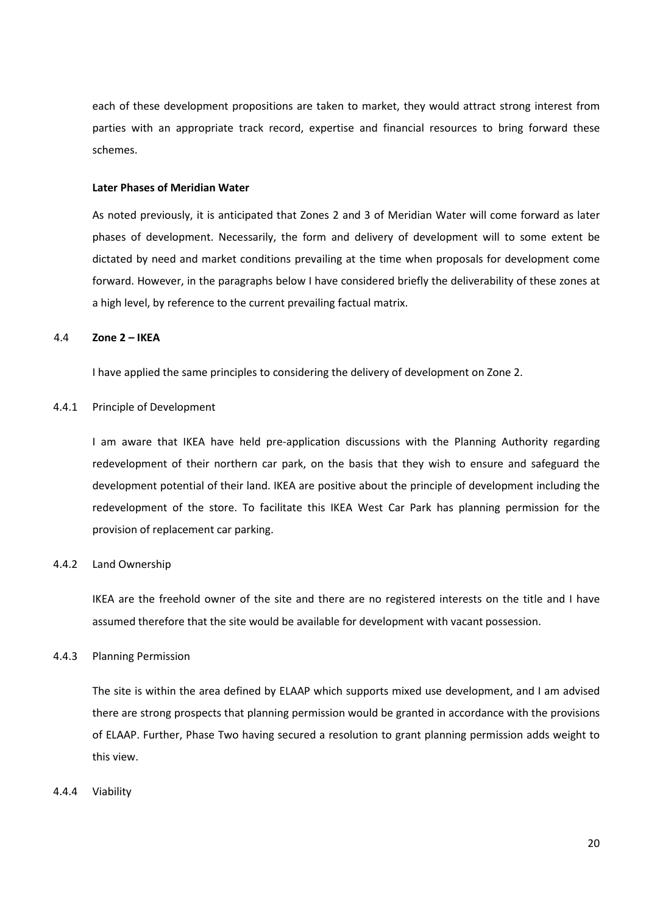each of these development propositions are taken to market, they would attract strong interest from parties with an appropriate track record, expertise and financial resources to bring forward these schemes.

**Later Phases of Meridian Water**

As noted previously, it is anticipated that Zones 2 and 3 of Meridian Water will come forward as later phases of development. Necessarily, the form and delivery of development will to some extent be dictated by need and market conditions prevailing at the time when proposals for development come forward. However, in the paragraphs below I have considered briefly the deliverability of these zones at a high level, by reference to the current prevailing factual matrix.

4.4 **Zone 2 – IKEA**

I have applied the same principles to considering the delivery of development on Zone 2.

4.4.1 Principle of Development

I am aware that IKEA have held pre-application discussions with the Planning Authority regarding redevelopment of their northern car park, on the basis that they wish to ensure and safeguard the development potential of their land. IKEA are positive about the principle of development including the redevelopment of the store. To facilitate this IKEA West Car Park has planning permission for the provision of replacement car parking.

4.4.2 Land Ownership

IKEA are the freehold owner of the site and there are no registered interests on the title and I have assumed therefore that the site would be available for development with vacant possession.

4.4.3 Planning Permission

The site is within the area defined by ELAAP which supports mixed use development, and I am advised there are strong prospects that planning permission would be granted in accordance with the provisions of ELAAP. Further, Phase Two having secured a resolution to grant planning permission adds weight to this view.

4.4.4 Viability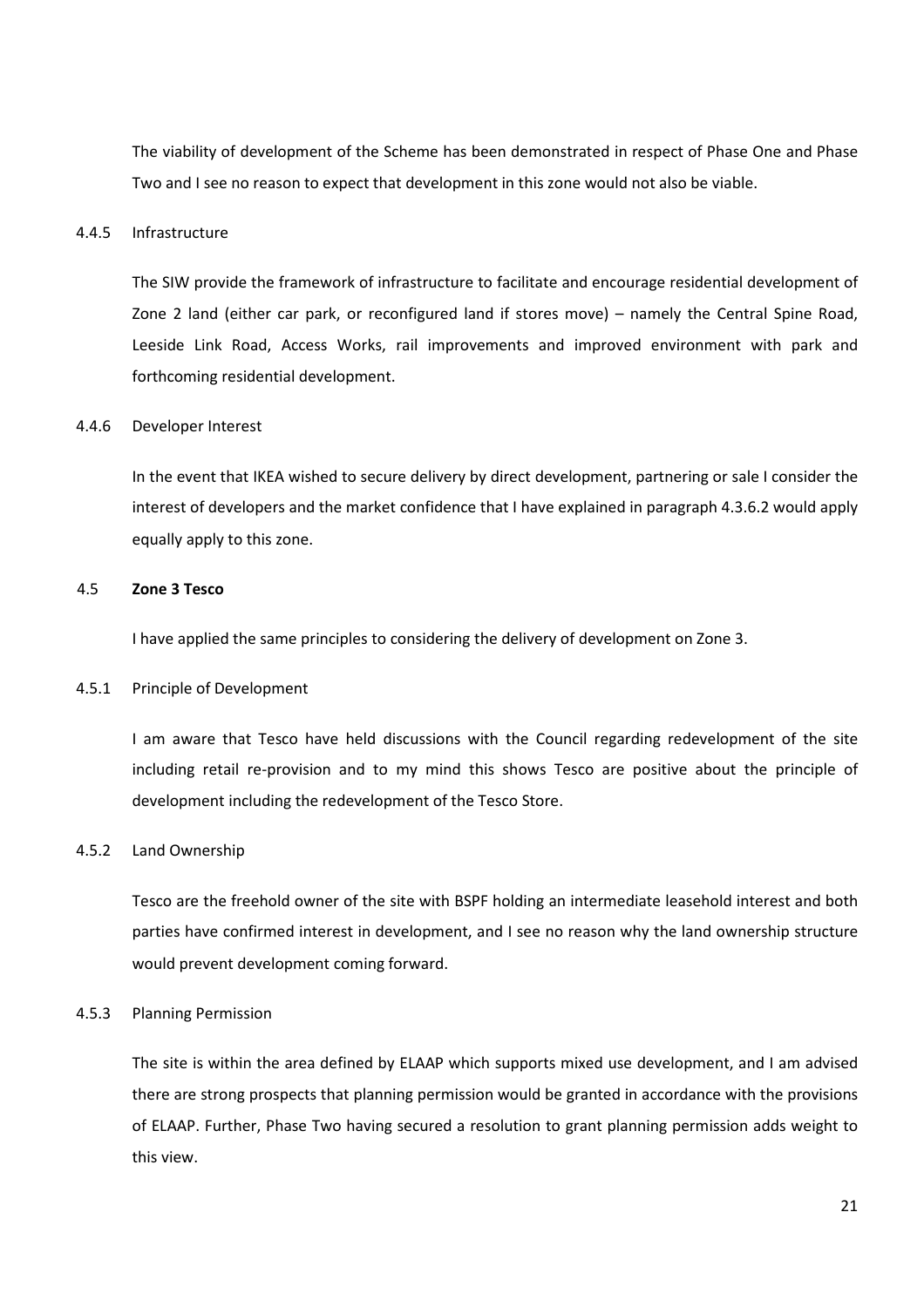The viability of development of the Scheme has been demonstrated in respect of Phase One and Phase Two and I see no reason to expect that development in this zone would not also be viable.

4.4.5 Infrastructure

The SIW provide the framework of infrastructure to facilitate and encourage residential development of Zone 2 land (either car park, or reconfigured land if stores move) – namely the Central Spine Road, Leeside Link Road, Access Works, rail improvements and improved environment with park and forthcoming residential development.

4.4.6 Developer Interest

In the event that IKEA wished to secure delivery by direct development, partnering or sale I consider the interest of developers and the market confidence that I have explained in paragraph 4.3.6.2 would apply equally apply to this zone.

### 4.5 **Zone 3 Tesco**

I have applied the same principles to considering the delivery of development on Zone 3.

4.5.1 Principle of Development

I am aware that Tesco have held discussions with the Council regarding redevelopment of the site including retail re-provision and to my mind this shows Tesco are positive about the principle of development including the redevelopment of the Tesco Store.

4.5.2 Land Ownership

Tesco are the freehold owner of the site with BSPF holding an intermediate leasehold interest and both parties have confirmed interest in development, and I see no reason why the land ownership structure would prevent development coming forward.

4.5.3 Planning Permission

The site is within the area defined by ELAAP which supports mixed use development, and I am advised there are strong prospects that planning permission would be granted in accordance with the provisions of ELAAP. Further, Phase Two having secured a resolution to grant planning permission adds weight to this view.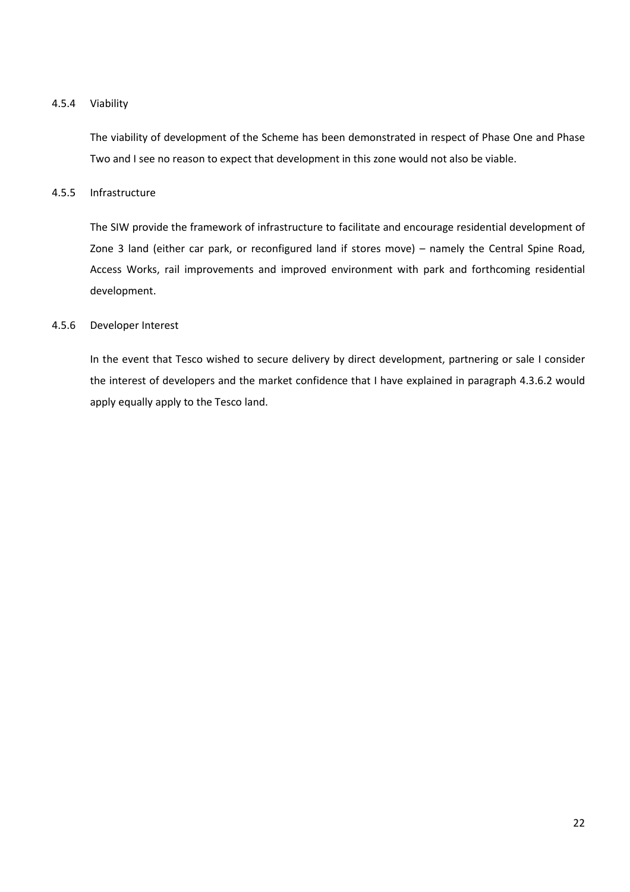#### 4.5.4 Viability

The viability of development of the Scheme has been demonstrated in respect of Phase One and Phase Two and I see no reason to expect that development in this zone would not also be viable.

#### 4.5.5 Infrastructure

The SIW provide the framework of infrastructure to facilitate and encourage residential development of Zone 3 land (either car park, or reconfigured land if stores move) – namely the Central Spine Road, Access Works, rail improvements and improved environment with park and forthcoming residential development.

#### 4.5.6 Developer Interest

In the event that Tesco wished to secure delivery by direct development, partnering or sale I consider the interest of developers and the market confidence that I have explained in paragraph 4.3.6.2 would apply equally apply to the Tesco land.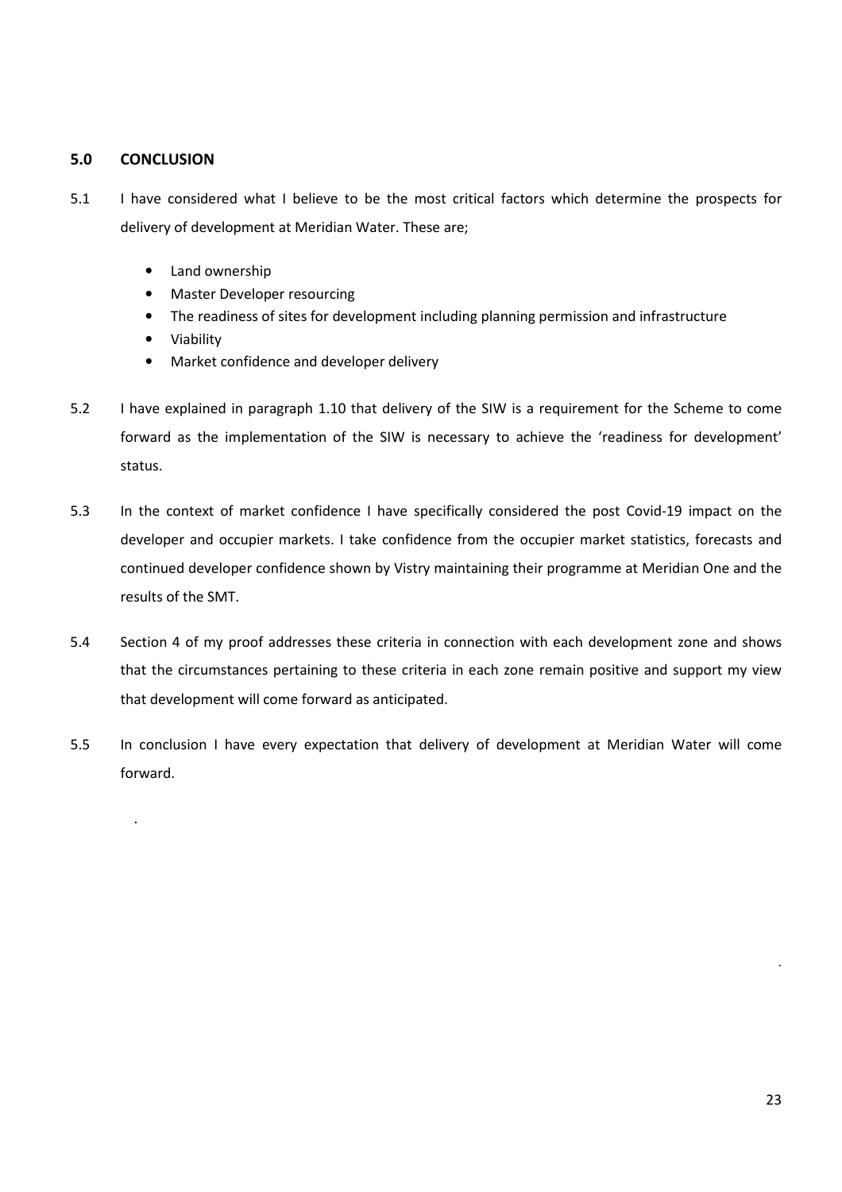## 5.0 CONCLUSION

5.1 I have considered what I believe to be the most critical factors which determine the prospects for delivery of development at Meridian Water. These are;

- Land ownership
- Master Developer resourcing
- The readiness of sites for development including planning permission and infrastructure
- Viability
- Market confidence and developer delivery

5.2 I have explained in paragraph 1.10 that delivery of the SIW is a requirement for the Scheme to come forward as the implementation of the SIW is necessary to achieve the 'readiness for development' status.

5.3 In the context of market confidence I have specifically considered the post Covid-19 impact on the developer and occupier markets. I take confidence from the occupier market statistics, forecasts and continued developer confidence shown by Vistry maintaining their programme at Meridian One and the results of the SMT.

5.4 Section 4 of my proof addresses these criteria in connection with each development zone and shows that the circumstances pertaining to these criteria in each zone remain positive and support my view that development will come forward as anticipated.

5.5 In conclusion I have every expectation that delivery of development at Meridian Water will come forward.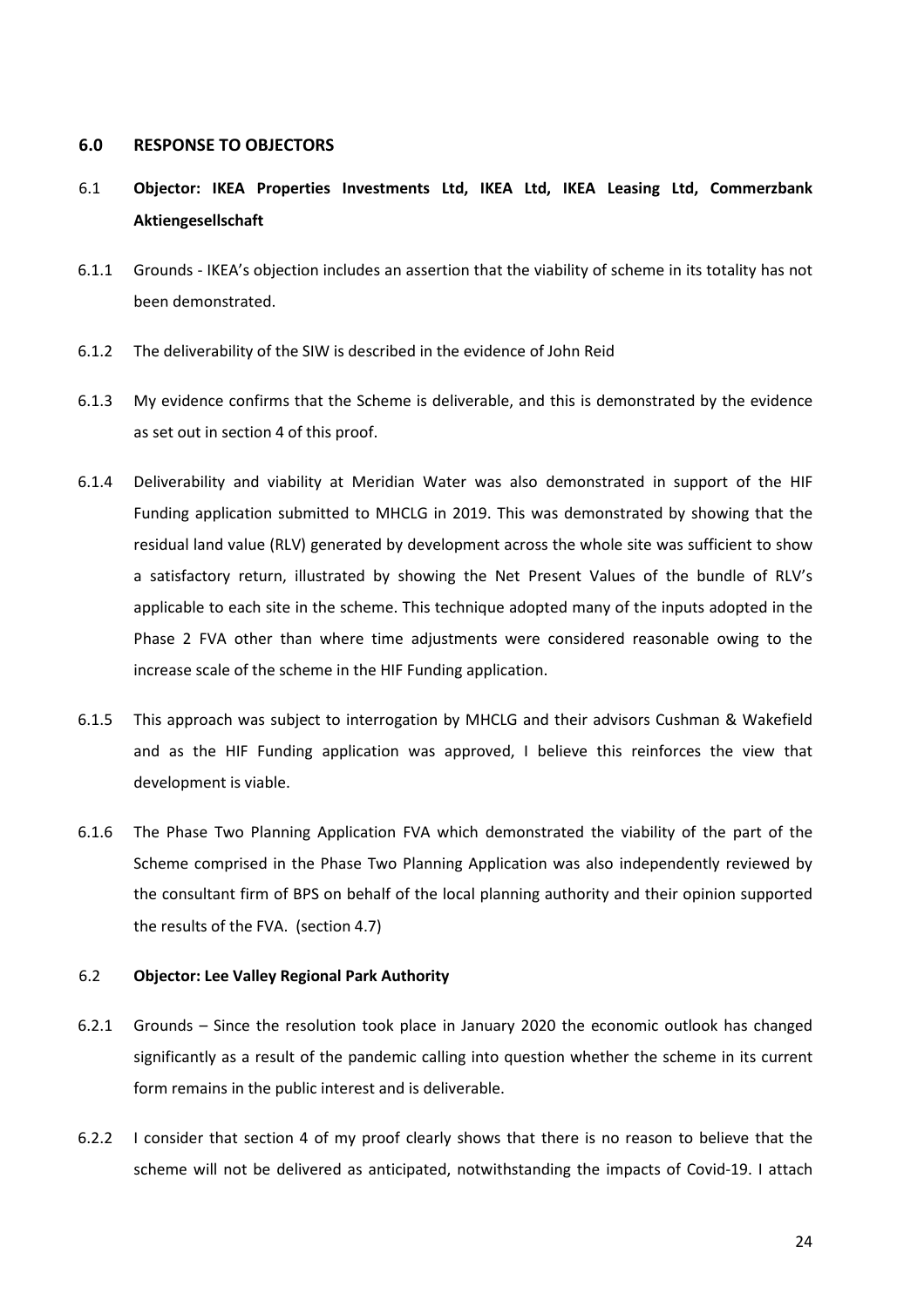## 6.0 RESPONSE TO OBJECTORS

### 6.1 Objector: IKEA Properties Investments Ltd, IKEA Ltd, IKEA Leasing Ltd, Commerzbank Aktiengesellschaft

6.1.1 Grounds - IKEA's objection includes an assertion that the viability of scheme in its totality has not been demonstrated.

6.1.2 The deliverability of the SIW is described in the evidence of John Reid

6.1.3 My evidence confirms that the Scheme is deliverable, and this is demonstrated by the evidence as set out in section 4 of this proof.

6.1.4 Deliverability and viability at Meridian Water was also demonstrated in support of the HIF Funding application submitted to MHCLG in 2019. This was demonstrated by showing that the residual land value (RLV) generated by development across the whole site was sufficient to show a satisfactory return, illustrated by showing the Net Present Values of the bundle of RLV's applicable to each site in the scheme. This technique adopted many of the inputs adopted in the Phase 2 FVA other than where time adjustments were considered reasonable owing to the increase scale of the scheme in the HIF Funding application.

6.1.5 This approach was subject to interrogation by MHCLG and their advisors Cushman & Wakefield and as the HIF Funding application was approved, I believe this reinforces the view that development is viable.

6.1.6 The Phase Two Planning Application FVA which demonstrated the viability of the part of the Scheme comprised in the Phase Two Planning Application was also independently reviewed by the consultant firm of BPS on behalf of the local planning authority and their opinion supported the results of the FVA. (section 4.7)

### 6.2 Objector: Lee Valley Regional Park Authority

6.2.1 Grounds – Since the resolution took place in January 2020 the economic outlook has changed significantly as a result of the pandemic calling into question whether the scheme in its current form remains in the public interest and is deliverable.

6.2.2 I consider that section 4 of my proof clearly shows that there is no reason to believe that the scheme will not be delivered as anticipated, notwithstanding the impacts of Covid-19. I attach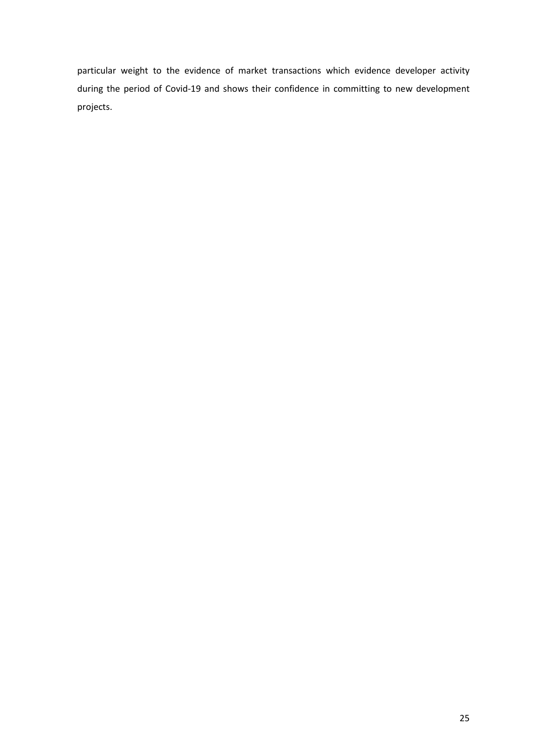particular weight to the evidence of market transactions which evidence developer activity during the period of Covid-19 and shows their confidence in committing to new development projects.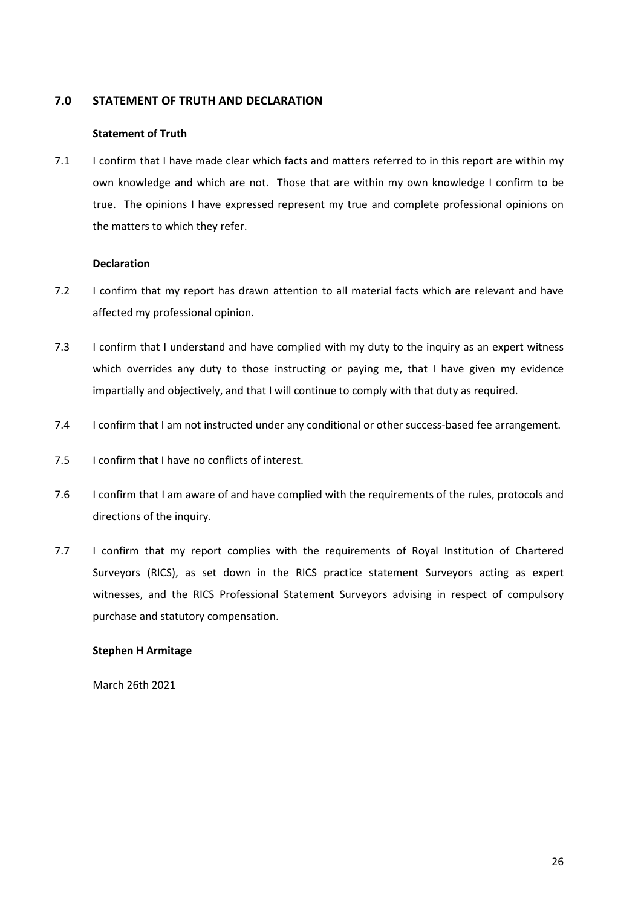## 7.0 STATEMENT OF TRUTH AND DECLARATION

**Statement of Truth**

7.1 I confirm that I have made clear which facts and matters referred to in this report are within my own knowledge and which are not. Those that are within my own knowledge I confirm to be true. The opinions I have expressed represent my true and complete professional opinions on the matters to which they refer.

**Declaration**

7.2 I confirm that my report has drawn attention to all material facts which are relevant and have affected my professional opinion.

7.3 I confirm that I understand and have complied with my duty to the inquiry as an expert witness which overrides any duty to those instructing or paying me, that I have given my evidence impartially and objectively, and that I will continue to comply with that duty as required.

7.4 I confirm that I am not instructed under any conditional or other success-based fee arrangement.

7.5 I confirm that I have no conflicts of interest.

7.6 I confirm that I am aware of and have complied with the requirements of the rules, protocols and directions of the inquiry.

7.7 I confirm that my report complies with the requirements of Royal Institution of Chartered Surveyors (RICS), as set down in the RICS practice statement Surveyors acting as expert witnesses, and the RICS Professional Statement Surveyors advising in respect of compulsory purchase and statutory compensation.

**Stephen H Armitage**

March 26th 2021